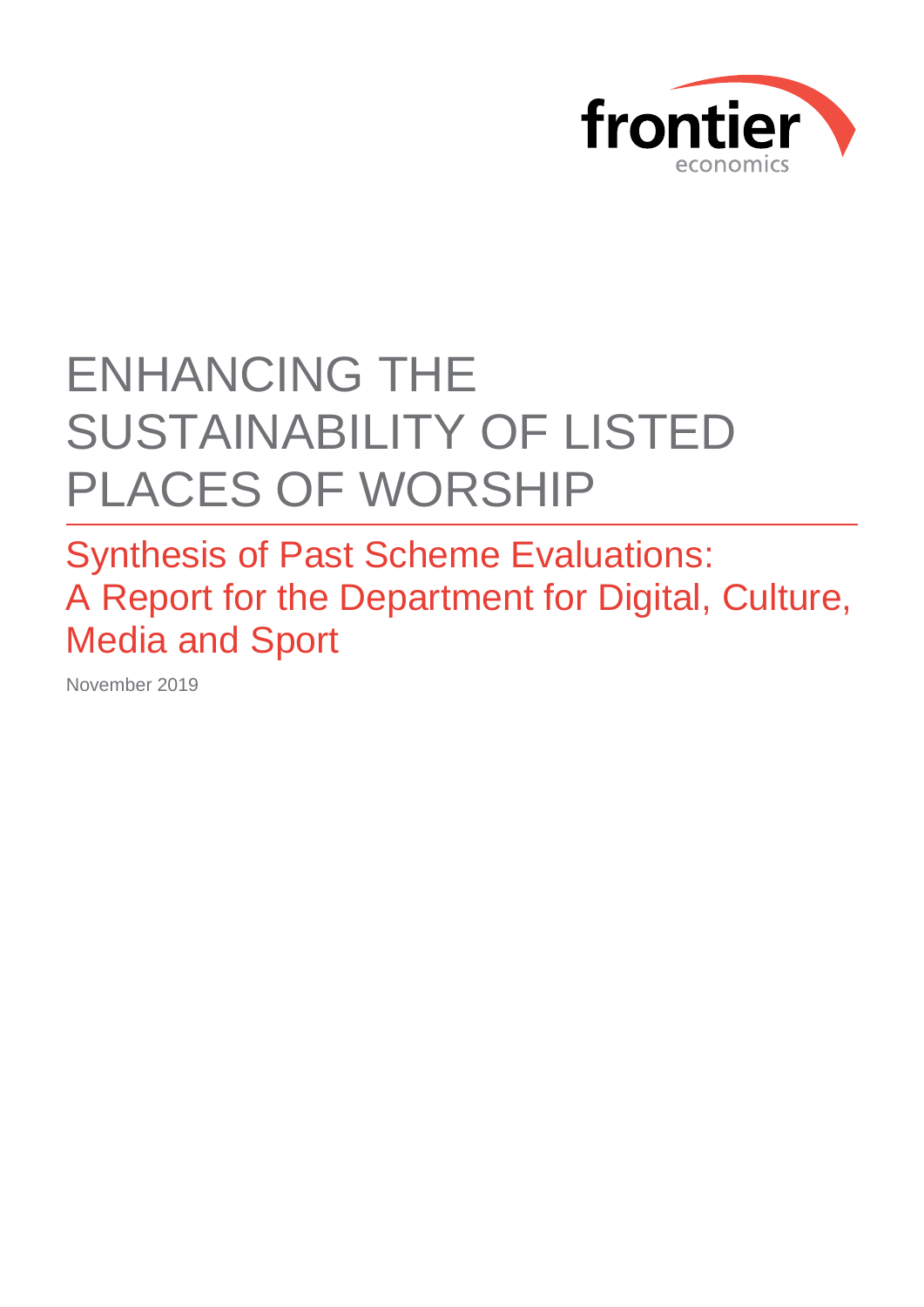frontier economics

# ENHANCING THE SUSTAINABILITY OF LISTED PLACES OF WORSHIP

## Synthesis of Past Scheme Evaluations: A Report for the Department for Digital, Culture, Media and Sport

November 2019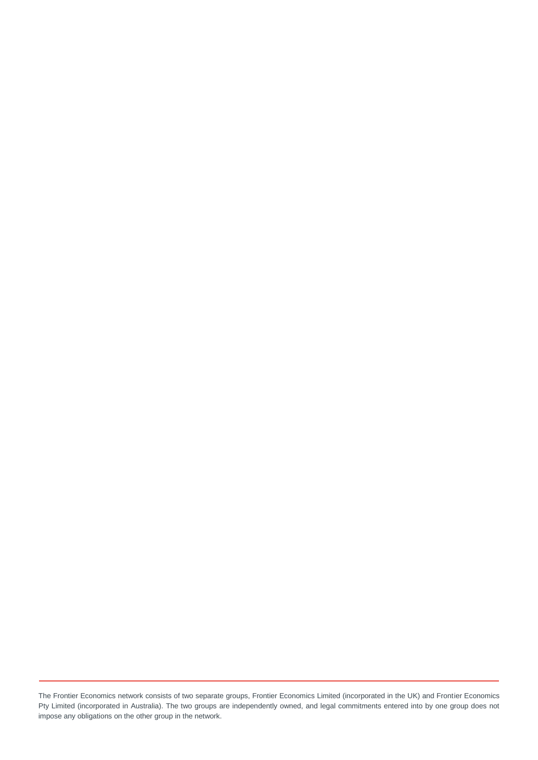The Frontier Economics network consists of two separate groups, Frontier Economics Limited (incorporated in the UK) and Frontier Economics Pty Limited (incorporated in Australia). The two groups are independently owned, and legal commitments entered into by one group does not impose any obligations on the other group in the network.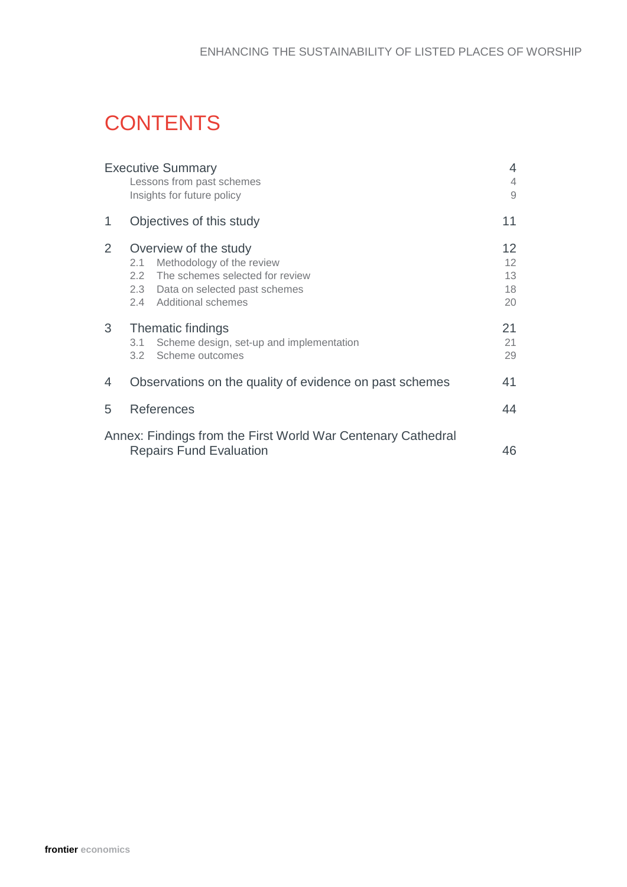# CONTENTS

| | | |
|---|---|---|
| Executive Summary | | 4 |
| | Lessons from past schemes | 4 |
| | Insights for future policy | 9 |
| 1 | Objectives of this study | 11 |
| 2 | Overview of the study | 12 |
| | 2.1 Methodology of the review | 12 |
| | 2.2 The schemes selected for review | 13 |
| | 2.3 Data on selected past schemes | 18 |
| | 2.4 Additional schemes | 20 |
| 3 | Thematic findings | 21 |
| | 3.1 Scheme design, set-up and implementation | 21 |
| | 3.2 Scheme outcomes | 29 |
| 4 | Observations on the quality of evidence on past schemes | 41 |
| 5 | References | 44 |
| Annex: Findings from the First World War Centenary Cathedral Repairs Fund Evaluation | | 46 |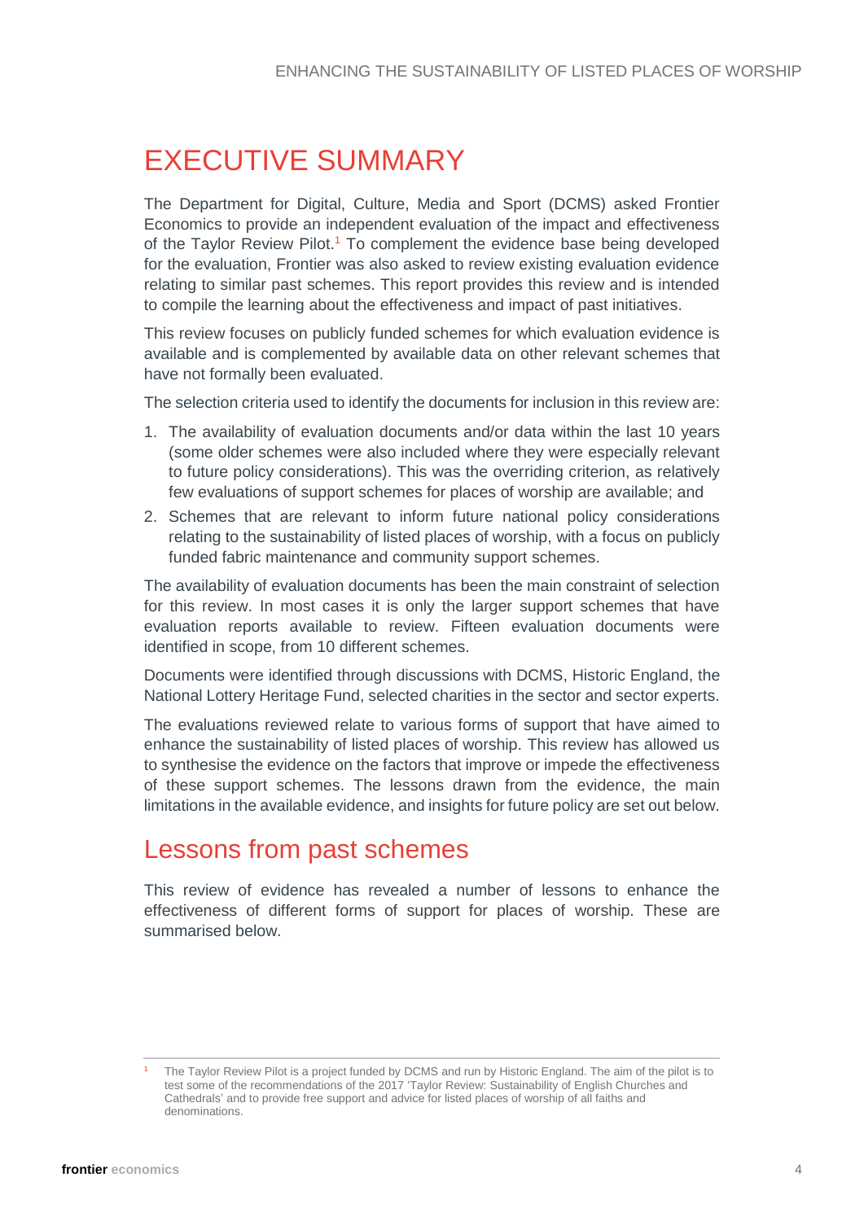# EXECUTIVE SUMMARY

The Department for Digital, Culture, Media and Sport (DCMS) asked Frontier Economics to provide an independent evaluation of the impact and effectiveness of the Taylor Review Pilot.[1] To complement the evidence base being developed for the evaluation, Frontier was also asked to review existing evaluation evidence relating to similar past schemes. This report provides this review and is intended to compile the learning about the effectiveness and impact of past initiatives.

This review focuses on publicly funded schemes for which evaluation evidence is available and is complemented by available data on other relevant schemes that have not formally been evaluated.

The selection criteria used to identify the documents for inclusion in this review are:

1. The availability of evaluation documents and/or data within the last 10 years (some older schemes were also included where they were especially relevant to future policy considerations). This was the overriding criterion, as relatively few evaluations of support schemes for places of worship are available; and
2. Schemes that are relevant to inform future national policy considerations relating to the sustainability of listed places of worship, with a focus on publicly funded fabric maintenance and community support schemes.

The availability of evaluation documents has been the main constraint of selection for this review. In most cases it is only the larger support schemes that have evaluation reports available to review. Fifteen evaluation documents were identified in scope, from 10 different schemes.

Documents were identified through discussions with DCMS, Historic England, the National Lottery Heritage Fund, selected charities in the sector and sector experts.

The evaluations reviewed relate to various forms of support that have aimed to enhance the sustainability of listed places of worship. This review has allowed us to synthesise the evidence on the factors that improve or impede the effectiveness of these support schemes. The lessons drawn from the evidence, the main limitations in the available evidence, and insights for future policy are set out below.

## Lessons from past schemes

This review of evidence has revealed a number of lessons to enhance the effectiveness of different forms of support for places of worship. These are summarised below.

---

[1] The Taylor Review Pilot is a project funded by DCMS and run by Historic England. The aim of the pilot is to test some of the recommendations of the 2017 'Taylor Review: Sustainability of English Churches and Cathedrals' and to provide free support and advice for listed places of worship of all faiths and denominations.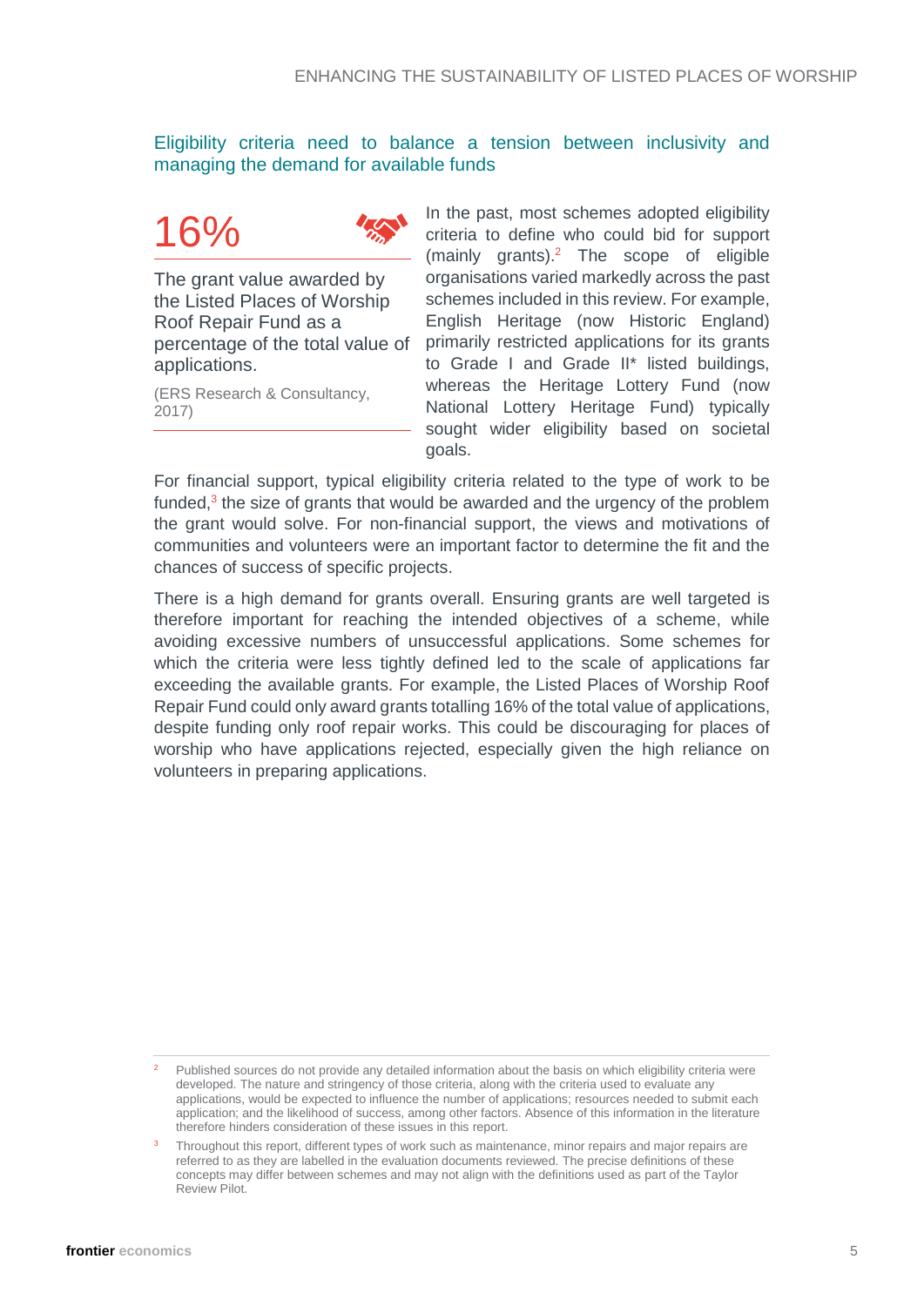## Eligibility criteria need to balance a tension between inclusivity and managing the demand for available funds

**16%**

The grant value awarded by the Listed Places of Worship Roof Repair Fund as a percentage of the total value of applications.

(ERS Research & Consultancy, 2017)

In the past, most schemes adopted eligibility criteria to define who could bid for support (mainly grants).[2] The scope of eligible organisations varied markedly across the past schemes included in this review. For example, English Heritage (now Historic England) primarily restricted applications for its grants to Grade I and Grade II* listed buildings, whereas the Heritage Lottery Fund (now National Lottery Heritage Fund) typically sought wider eligibility based on societal goals.

For financial support, typical eligibility criteria related to the type of work to be funded,[3] the size of grants that would be awarded and the urgency of the problem the grant would solve. For non-financial support, the views and motivations of communities and volunteers were an important factor to determine the fit and the chances of success of specific projects.

There is a high demand for grants overall. Ensuring grants are well targeted is therefore important for reaching the intended objectives of a scheme, while avoiding excessive numbers of unsuccessful applications. Some schemes for which the criteria were less tightly defined led to the scale of applications far exceeding the available grants. For example, the Listed Places of Worship Roof Repair Fund could only award grants totalling 16% of the total value of applications, despite funding only roof repair works. This could be discouraging for places of worship who have applications rejected, especially given the high reliance on volunteers in preparing applications.

[2] Published sources do not provide any detailed information about the basis on which eligibility criteria were developed. The nature and stringency of those criteria, along with the criteria used to evaluate any applications, would be expected to influence the number of applications; resources needed to submit each application; and the likelihood of success, among other factors. Absence of this information in the literature therefore hinders consideration of these issues in this report.

[3] Throughout this report, different types of work such as maintenance, minor repairs and major repairs are referred to as they are labelled in the evaluation documents reviewed. The precise definitions of these concepts may differ between schemes and may not align with the definitions used as part of the Taylor Review Pilot.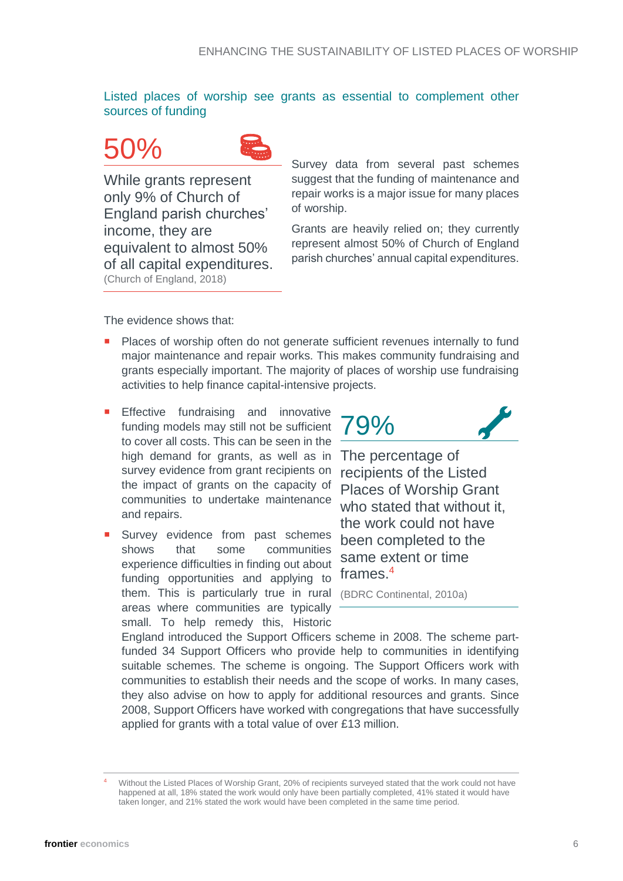## Listed places of worship see grants as essential to complement other sources of funding

**50%**

While grants represent only 9% of Church of England parish churches' income, they are equivalent to almost 50% of all capital expenditures.
(Church of England, 2018)

Survey data from several past schemes suggest that the funding of maintenance and repair works is a major issue for many places of worship.

Grants are heavily relied on; they currently represent almost 50% of Church of England parish churches' annual capital expenditures.

The evidence shows that:

- Places of worship often do not generate sufficient revenues internally to fund major maintenance and repair works. This makes community fundraising and grants especially important. The majority of places of worship use fundraising activities to help finance capital-intensive projects.
- Effective fundraising and innovative funding models may still not be sufficient to cover all costs. This can be seen in the high demand for grants, as well as in survey evidence from grant recipients on the impact of grants on the capacity of communities to undertake maintenance and repairs.
- Survey evidence from past schemes shows that some communities experience difficulties in finding out about funding opportunities and applying to them. This is particularly true in rural areas where communities are typically small. To help remedy this, Historic England introduced the Support Officers scheme in 2008. The scheme part-funded 34 Support Officers who provide help to communities in identifying suitable schemes. The scheme is ongoing. The Support Officers work with communities to establish their needs and the scope of works. In many cases, they also advise on how to apply for additional resources and grants. Since 2008, Support Officers have worked with congregations that have successfully applied for grants with a total value of over £13 million.

**79%**

The percentage of recipients of the Listed Places of Worship Grant who stated that without it, the work could not have been completed to the same extent or time frames.[4]
(BDRC Continental, 2010a)

[4] Without the Listed Places of Worship Grant, 20% of recipients surveyed stated that the work could not have happened at all, 18% stated the work would only have been partially completed, 41% stated it would have taken longer, and 21% stated the work would have been completed in the same time period.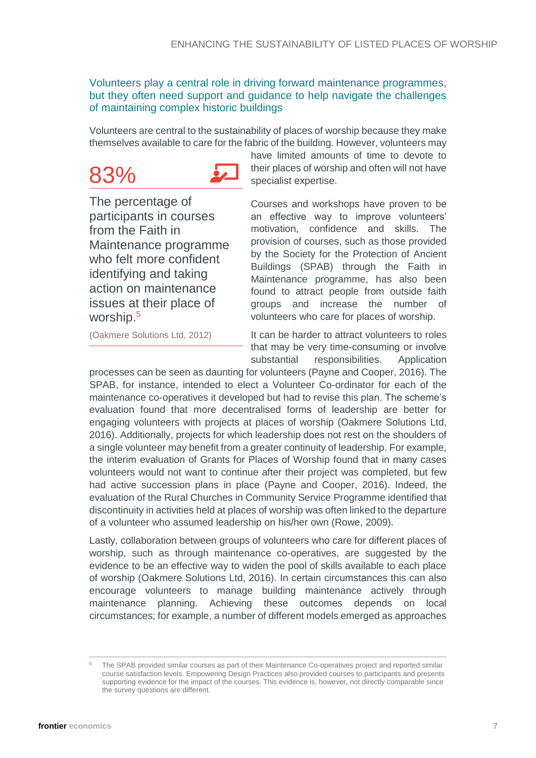## Volunteers play a central role in driving forward maintenance programmes, but they often need support and guidance to help navigate the challenges of maintaining complex historic buildings

Volunteers are central to the sustainability of places of worship because they make themselves available to care for the fabric of the building. However, volunteers may have limited amounts of time to devote to their places of worship and often will not have specialist expertise.

> **83%**
>
> The percentage of participants in courses from the Faith in Maintenance programme who felt more confident identifying and taking action on maintenance issues at their place of worship.[5]
>
> (Oakmere Solutions Ltd, 2012)

Courses and workshops have proven to be an effective way to improve volunteers' motivation, confidence and skills. The provision of courses, such as those provided by the Society for the Protection of Ancient Buildings (SPAB) through the Faith in Maintenance programme, has also been found to attract people from outside faith groups and increase the number of volunteers who care for places of worship.

It can be harder to attract volunteers to roles that may be very time-consuming or involve substantial responsibilities. Application processes can be seen as daunting for volunteers (Payne and Cooper, 2016). The SPAB, for instance, intended to elect a Volunteer Co-ordinator for each of the maintenance co-operatives it developed but had to revise this plan. The scheme's evaluation found that more decentralised forms of leadership are better for engaging volunteers with projects at places of worship (Oakmere Solutions Ltd, 2016). Additionally, projects for which leadership does not rest on the shoulders of a single volunteer may benefit from a greater continuity of leadership. For example, the interim evaluation of Grants for Places of Worship found that in many cases volunteers would not want to continue after their project was completed, but few had active succession plans in place (Payne and Cooper, 2016). Indeed, the evaluation of the Rural Churches in Community Service Programme identified that discontinuity in activities held at places of worship was often linked to the departure of a volunteer who assumed leadership on his/her own (Rowe, 2009).

Lastly, collaboration between groups of volunteers who care for different places of worship, such as through maintenance co-operatives, are suggested by the evidence to be an effective way to widen the pool of skills available to each place of worship (Oakmere Solutions Ltd, 2016). In certain circumstances this can also encourage volunteers to manage building maintenance actively through maintenance planning. Achieving these outcomes depends on local circumstances; for example, a number of different models emerged as approaches

---

[5] The SPAB provided similar courses as part of their Maintenance Co-operatives project and reported similar course satisfaction levels. Empowering Design Practices also provided courses to participants and presents supporting evidence for the impact of the courses. This evidence is, however, not directly comparable since the survey questions are different.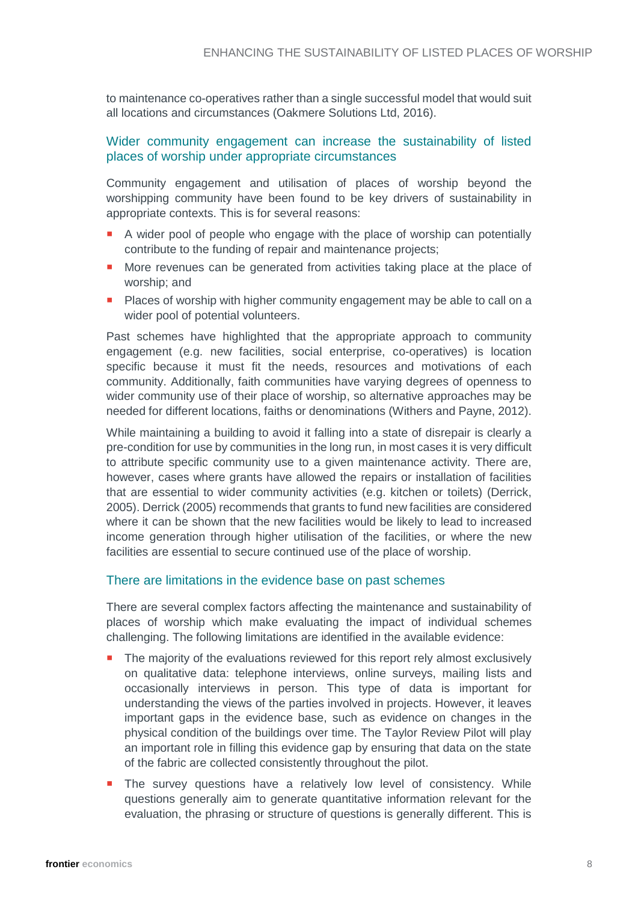to maintenance co-operatives rather than a single successful model that would suit all locations and circumstances (Oakmere Solutions Ltd, 2016).

### Wider community engagement can increase the sustainability of listed places of worship under appropriate circumstances

Community engagement and utilisation of places of worship beyond the worshipping community have been found to be key drivers of sustainability in appropriate contexts. This is for several reasons:

- A wider pool of people who engage with the place of worship can potentially contribute to the funding of repair and maintenance projects;
- More revenues can be generated from activities taking place at the place of worship; and
- Places of worship with higher community engagement may be able to call on a wider pool of potential volunteers.

Past schemes have highlighted that the appropriate approach to community engagement (e.g. new facilities, social enterprise, co-operatives) is location specific because it must fit the needs, resources and motivations of each community. Additionally, faith communities have varying degrees of openness to wider community use of their place of worship, so alternative approaches may be needed for different locations, faiths or denominations (Withers and Payne, 2012).

While maintaining a building to avoid it falling into a state of disrepair is clearly a pre-condition for use by communities in the long run, in most cases it is very difficult to attribute specific community use to a given maintenance activity. There are, however, cases where grants have allowed the repairs or installation of facilities that are essential to wider community activities (e.g. kitchen or toilets) (Derrick, 2005). Derrick (2005) recommends that grants to fund new facilities are considered where it can be shown that the new facilities would be likely to lead to increased income generation through higher utilisation of the facilities, or where the new facilities are essential to secure continued use of the place of worship.

### There are limitations in the evidence base on past schemes

There are several complex factors affecting the maintenance and sustainability of places of worship which make evaluating the impact of individual schemes challenging. The following limitations are identified in the available evidence:

- The majority of the evaluations reviewed for this report rely almost exclusively on qualitative data: telephone interviews, online surveys, mailing lists and occasionally interviews in person. This type of data is important for understanding the views of the parties involved in projects. However, it leaves important gaps in the evidence base, such as evidence on changes in the physical condition of the buildings over time. The Taylor Review Pilot will play an important role in filling this evidence gap by ensuring that data on the state of the fabric are collected consistently throughout the pilot.
- The survey questions have a relatively low level of consistency. While questions generally aim to generate quantitative information relevant for the evaluation, the phrasing or structure of questions is generally different. This is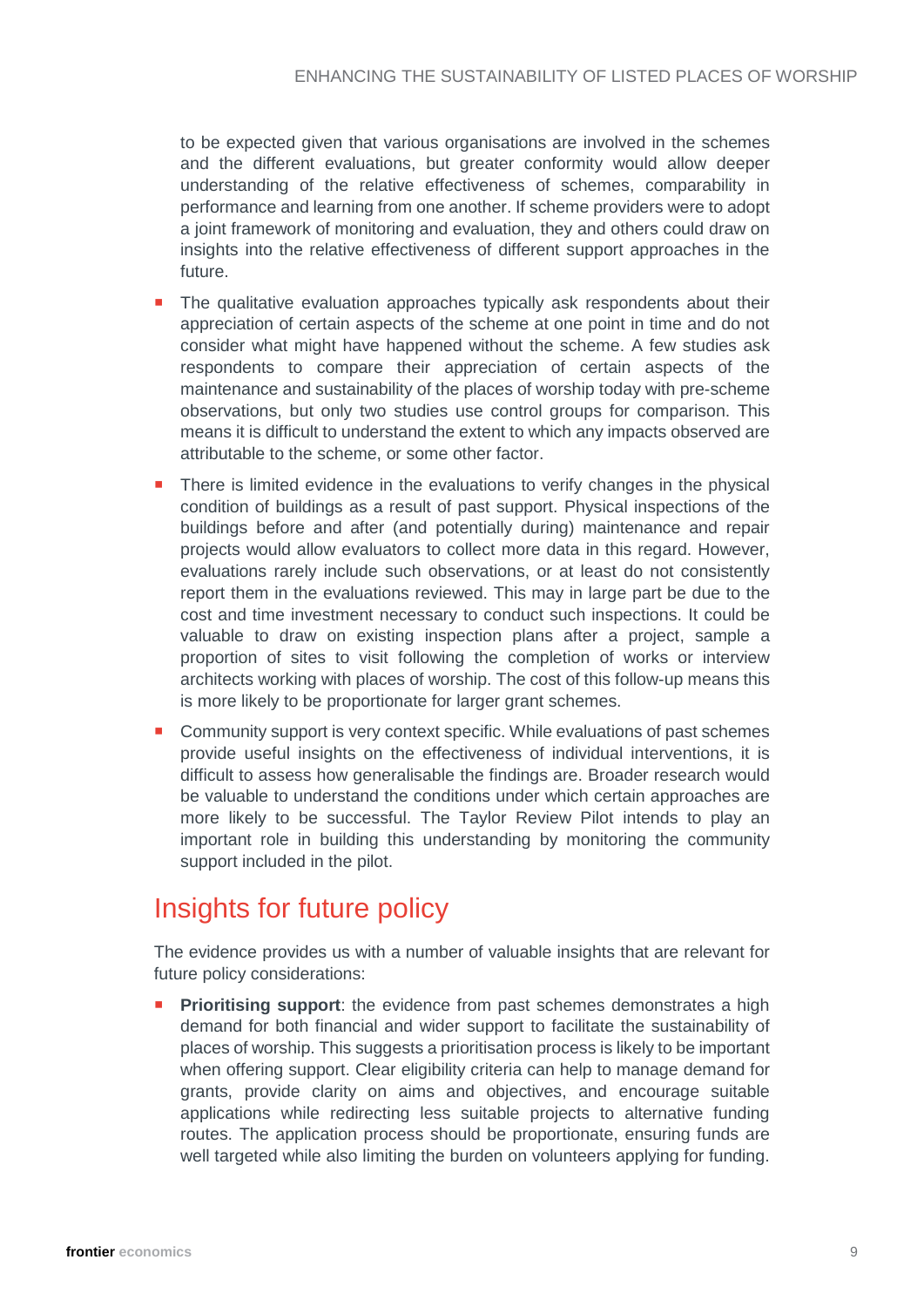to be expected given that various organisations are involved in the schemes and the different evaluations, but greater conformity would allow deeper understanding of the relative effectiveness of schemes, comparability in performance and learning from one another. If scheme providers were to adopt a joint framework of monitoring and evaluation, they and others could draw on insights into the relative effectiveness of different support approaches in the future.

- The qualitative evaluation approaches typically ask respondents about their appreciation of certain aspects of the scheme at one point in time and do not consider what might have happened without the scheme. A few studies ask respondents to compare their appreciation of certain aspects of the maintenance and sustainability of the places of worship today with pre-scheme observations, but only two studies use control groups for comparison. This means it is difficult to understand the extent to which any impacts observed are attributable to the scheme, or some other factor.
- There is limited evidence in the evaluations to verify changes in the physical condition of buildings as a result of past support. Physical inspections of the buildings before and after (and potentially during) maintenance and repair projects would allow evaluators to collect more data in this regard. However, evaluations rarely include such observations, or at least do not consistently report them in the evaluations reviewed. This may in large part be due to the cost and time investment necessary to conduct such inspections. It could be valuable to draw on existing inspection plans after a project, sample a proportion of sites to visit following the completion of works or interview architects working with places of worship. The cost of this follow-up means this is more likely to be proportionate for larger grant schemes.
- Community support is very context specific. While evaluations of past schemes provide useful insights on the effectiveness of individual interventions, it is difficult to assess how generalisable the findings are. Broader research would be valuable to understand the conditions under which certain approaches are more likely to be successful. The Taylor Review Pilot intends to play an important role in building this understanding by monitoring the community support included in the pilot.

## Insights for future policy

The evidence provides us with a number of valuable insights that are relevant for future policy considerations:

- **Prioritising support**: the evidence from past schemes demonstrates a high demand for both financial and wider support to facilitate the sustainability of places of worship. This suggests a prioritisation process is likely to be important when offering support. Clear eligibility criteria can help to manage demand for grants, provide clarity on aims and objectives, and encourage suitable applications while redirecting less suitable projects to alternative funding routes. The application process should be proportionate, ensuring funds are well targeted while also limiting the burden on volunteers applying for funding.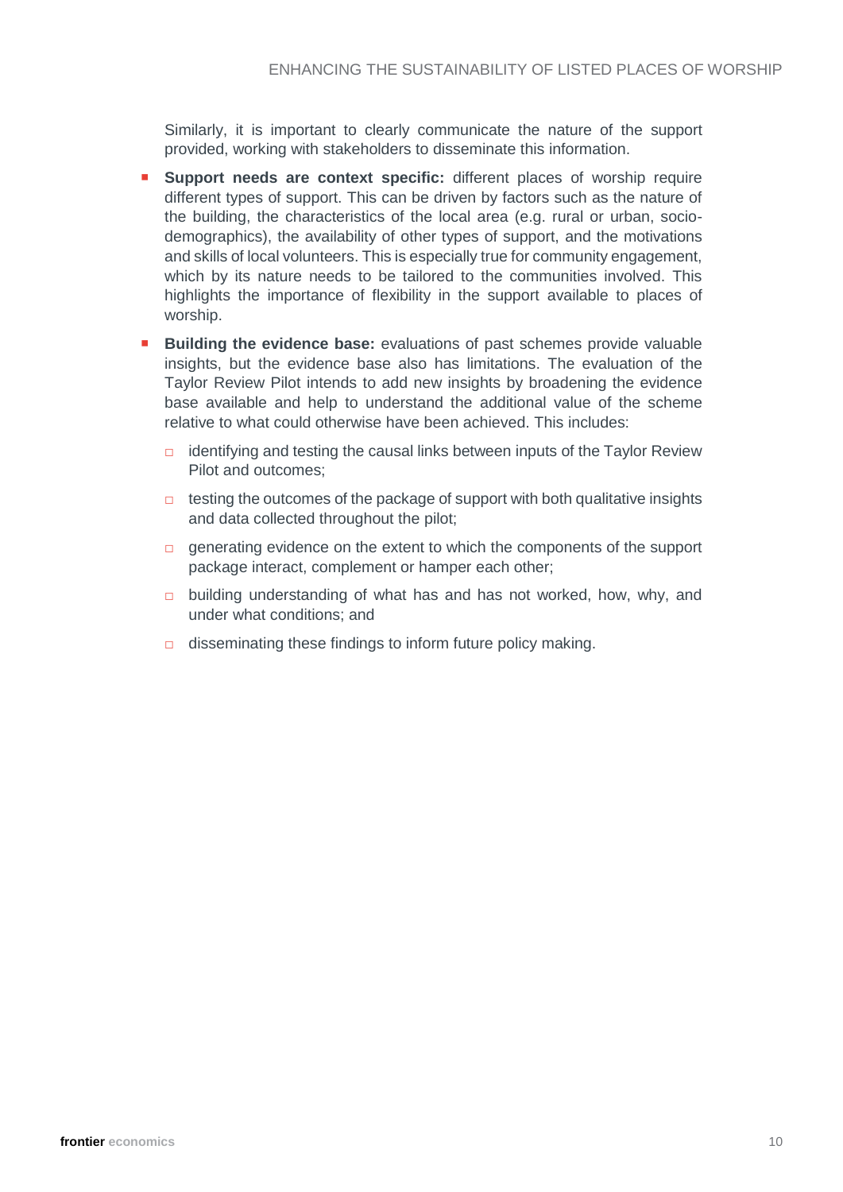Similarly, it is important to clearly communicate the nature of the support provided, working with stakeholders to disseminate this information.

- **Support needs are context specific:** different places of worship require different types of support. This can be driven by factors such as the nature of the building, the characteristics of the local area (e.g. rural or urban, socio-demographics), the availability of other types of support, and the motivations and skills of local volunteers. This is especially true for community engagement, which by its nature needs to be tailored to the communities involved. This highlights the importance of flexibility in the support available to places of worship.
- **Building the evidence base:** evaluations of past schemes provide valuable insights, but the evidence base also has limitations. The evaluation of the Taylor Review Pilot intends to add new insights by broadening the evidence base available and help to understand the additional value of the scheme relative to what could otherwise have been achieved. This includes:
  - identifying and testing the causal links between inputs of the Taylor Review Pilot and outcomes;
  - testing the outcomes of the package of support with both qualitative insights and data collected throughout the pilot;
  - generating evidence on the extent to which the components of the support package interact, complement or hamper each other;
  - building understanding of what has and has not worked, how, why, and under what conditions; and
  - disseminating these findings to inform future policy making.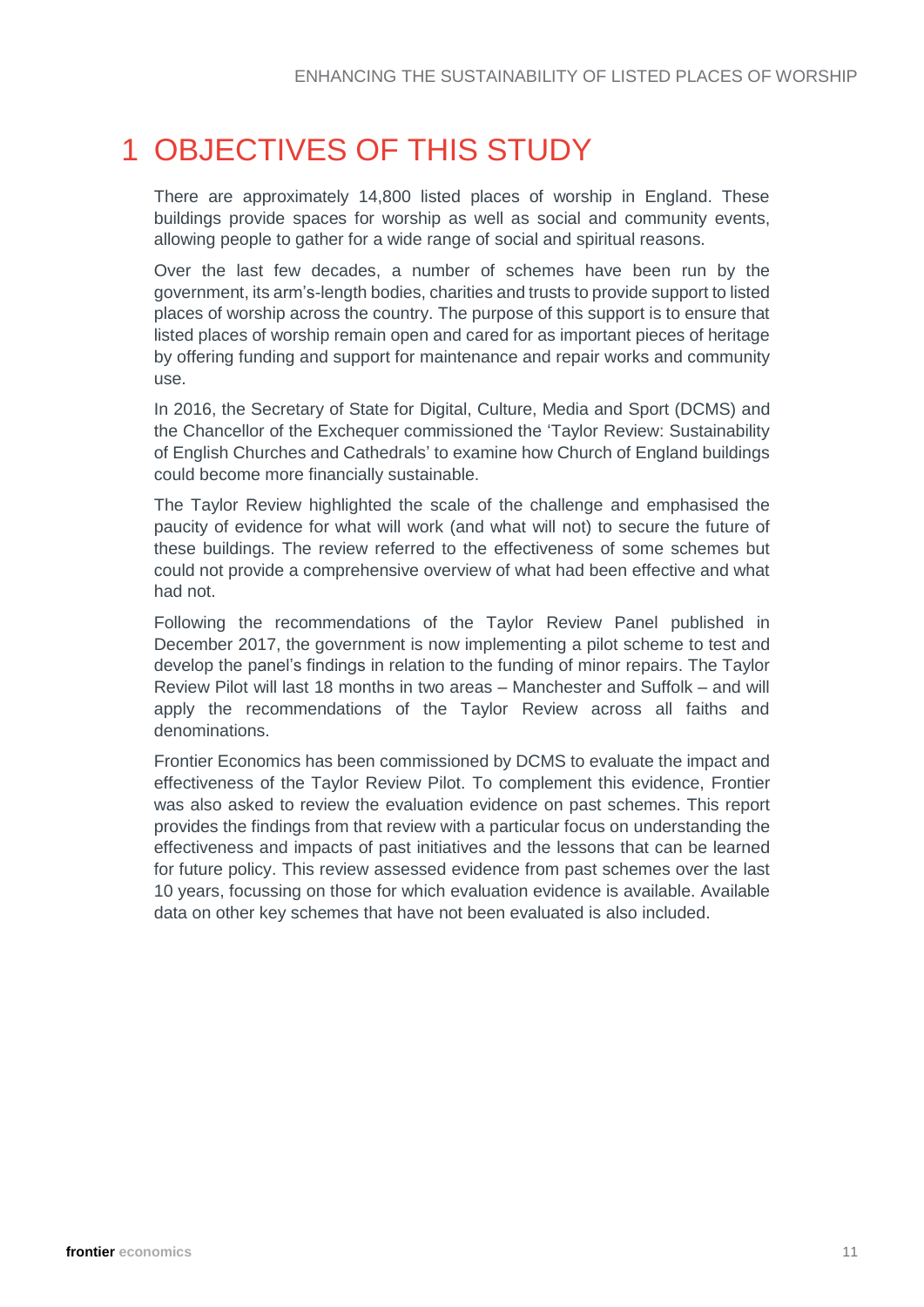# 1 OBJECTIVES OF THIS STUDY

There are approximately 14,800 listed places of worship in England. These buildings provide spaces for worship as well as social and community events, allowing people to gather for a wide range of social and spiritual reasons.

Over the last few decades, a number of schemes have been run by the government, its arm's-length bodies, charities and trusts to provide support to listed places of worship across the country. The purpose of this support is to ensure that listed places of worship remain open and cared for as important pieces of heritage by offering funding and support for maintenance and repair works and community use.

In 2016, the Secretary of State for Digital, Culture, Media and Sport (DCMS) and the Chancellor of the Exchequer commissioned the 'Taylor Review: Sustainability of English Churches and Cathedrals' to examine how Church of England buildings could become more financially sustainable.

The Taylor Review highlighted the scale of the challenge and emphasised the paucity of evidence for what will work (and what will not) to secure the future of these buildings. The review referred to the effectiveness of some schemes but could not provide a comprehensive overview of what had been effective and what had not.

Following the recommendations of the Taylor Review Panel published in December 2017, the government is now implementing a pilot scheme to test and develop the panel's findings in relation to the funding of minor repairs. The Taylor Review Pilot will last 18 months in two areas – Manchester and Suffolk – and will apply the recommendations of the Taylor Review across all faiths and denominations.

Frontier Economics has been commissioned by DCMS to evaluate the impact and effectiveness of the Taylor Review Pilot. To complement this evidence, Frontier was also asked to review the evaluation evidence on past schemes. This report provides the findings from that review with a particular focus on understanding the effectiveness and impacts of past initiatives and the lessons that can be learned for future policy. This review assessed evidence from past schemes over the last 10 years, focussing on those for which evaluation evidence is available. Available data on other key schemes that have not been evaluated is also included.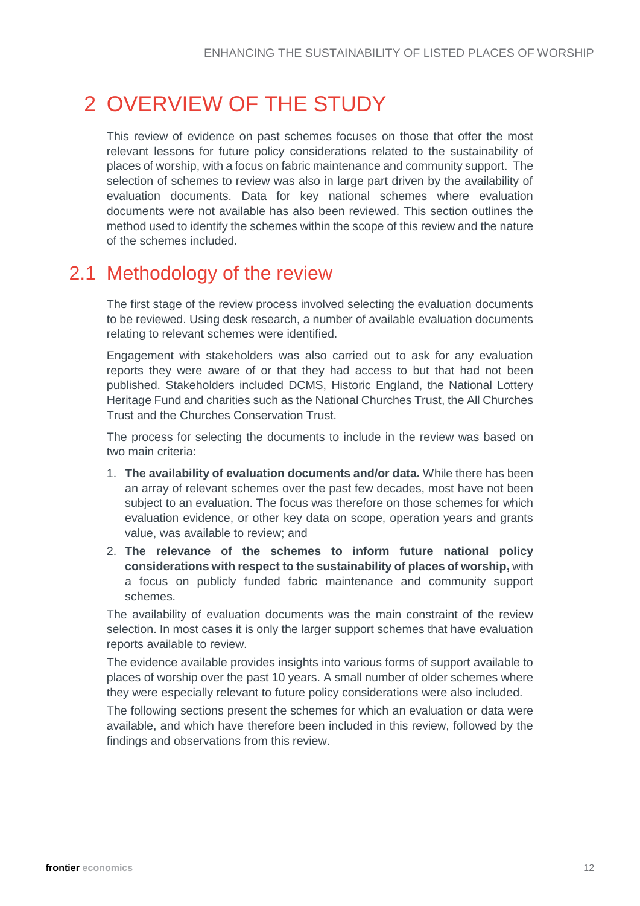# 2 OVERVIEW OF THE STUDY

This review of evidence on past schemes focuses on those that offer the most relevant lessons for future policy considerations related to the sustainability of places of worship, with a focus on fabric maintenance and community support. The selection of schemes to review was also in large part driven by the availability of evaluation documents. Data for key national schemes where evaluation documents were not available has also been reviewed. This section outlines the method used to identify the schemes within the scope of this review and the nature of the schemes included.

## 2.1 Methodology of the review

The first stage of the review process involved selecting the evaluation documents to be reviewed. Using desk research, a number of available evaluation documents relating to relevant schemes were identified.

Engagement with stakeholders was also carried out to ask for any evaluation reports they were aware of or that they had access to but that had not been published. Stakeholders included DCMS, Historic England, the National Lottery Heritage Fund and charities such as the National Churches Trust, the All Churches Trust and the Churches Conservation Trust.

The process for selecting the documents to include in the review was based on two main criteria:

1. **The availability of evaluation documents and/or data.** While there has been an array of relevant schemes over the past few decades, most have not been subject to an evaluation. The focus was therefore on those schemes for which evaluation evidence, or other key data on scope, operation years and grants value, was available to review; and
2. **The relevance of the schemes to inform future national policy considerations with respect to the sustainability of places of worship,** with a focus on publicly funded fabric maintenance and community support schemes.

The availability of evaluation documents was the main constraint of the review selection. In most cases it is only the larger support schemes that have evaluation reports available to review.

The evidence available provides insights into various forms of support available to places of worship over the past 10 years. A small number of older schemes where they were especially relevant to future policy considerations were also included.

The following sections present the schemes for which an evaluation or data were available, and which have therefore been included in this review, followed by the findings and observations from this review.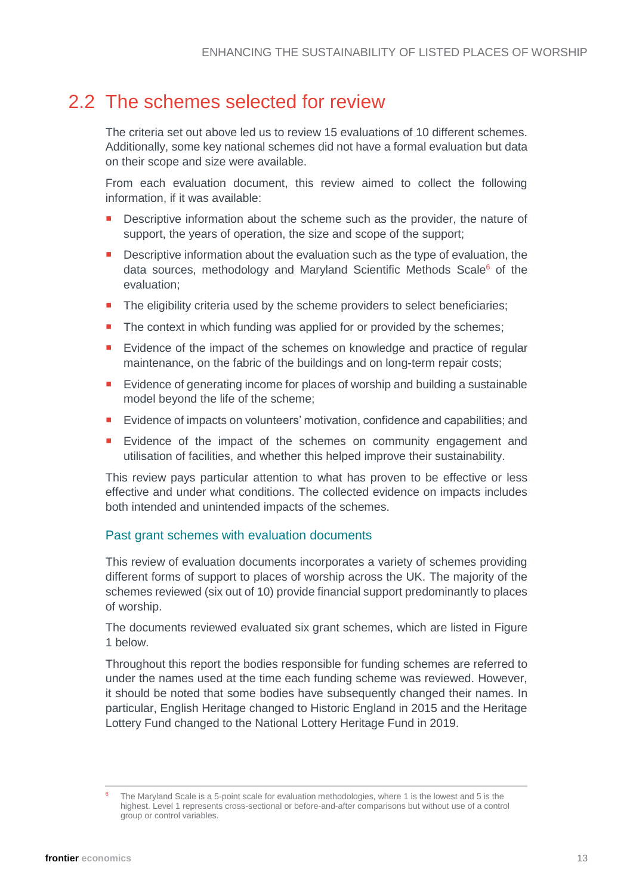## 2.2 The schemes selected for review

The criteria set out above led us to review 15 evaluations of 10 different schemes. Additionally, some key national schemes did not have a formal evaluation but data on their scope and size were available.

From each evaluation document, this review aimed to collect the following information, if it was available:

- Descriptive information about the scheme such as the provider, the nature of support, the years of operation, the size and scope of the support;
- Descriptive information about the evaluation such as the type of evaluation, the data sources, methodology and Maryland Scientific Methods Scale[6] of the evaluation;
- The eligibility criteria used by the scheme providers to select beneficiaries;
- The context in which funding was applied for or provided by the schemes;
- Evidence of the impact of the schemes on knowledge and practice of regular maintenance, on the fabric of the buildings and on long-term repair costs;
- Evidence of generating income for places of worship and building a sustainable model beyond the life of the scheme;
- Evidence of impacts on volunteers' motivation, confidence and capabilities; and
- Evidence of the impact of the schemes on community engagement and utilisation of facilities, and whether this helped improve their sustainability.

This review pays particular attention to what has proven to be effective or less effective and under what conditions. The collected evidence on impacts includes both intended and unintended impacts of the schemes.

### Past grant schemes with evaluation documents

This review of evaluation documents incorporates a variety of schemes providing different forms of support to places of worship across the UK. The majority of the schemes reviewed (six out of 10) provide financial support predominantly to places of worship.

The documents reviewed evaluated six grant schemes, which are listed in Figure 1 below.

Throughout this report the bodies responsible for funding schemes are referred to under the names used at the time each funding scheme was reviewed. However, it should be noted that some bodies have subsequently changed their names. In particular, English Heritage changed to Historic England in 2015 and the Heritage Lottery Fund changed to the National Lottery Heritage Fund in 2019.

[6] The Maryland Scale is a 5-point scale for evaluation methodologies, where 1 is the lowest and 5 is the highest. Level 1 represents cross-sectional or before-and-after comparisons but without use of a control group or control variables.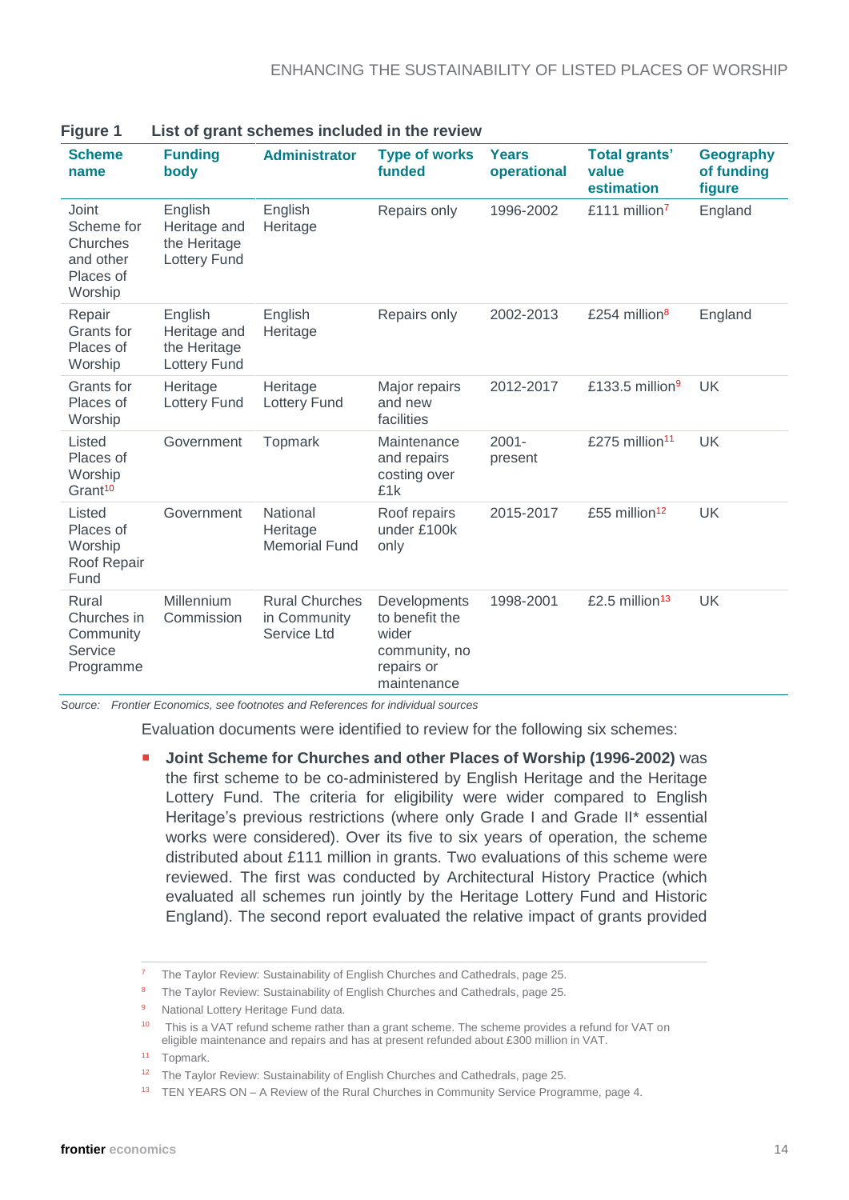**Figure 1 List of grant schemes included in the review**

| Scheme name | Funding body | Administrator | Type of works funded | Years operational | Total grants' value estimation | Geography of funding figure |
|---|---|---|---|---|---|---|
| Joint Scheme for Churches and other Places of Worship | English Heritage and the Heritage Lottery Fund | English Heritage | Repairs only | 1996-2002 | £111 million[7] | England |
| Repair Grants for Places of Worship | English Heritage and the Heritage Lottery Fund | English Heritage | Repairs only | 2002-2013 | £254 million[8] | England |
| Grants for Places of Worship | Heritage Lottery Fund | Heritage Lottery Fund | Major repairs and new facilities | 2012-2017 | £133.5 million[9] | UK |
| Listed Places of Worship Grant[10] | Government | Topmark | Maintenance and repairs costing over £1k | 2001-present | £275 million[11] | UK |
| Listed Places of Worship Roof Repair Fund | Government | National Heritage Memorial Fund | Roof repairs under £100k only | 2015-2017 | £55 million[12] | UK |
| Rural Churches in Community Service Programme | Millennium Commission | Rural Churches in Community Service Ltd | Developments to benefit the wider community, no repairs or maintenance | 1998-2001 | £2.5 million[13] | UK |

*Source: Frontier Economics, see footnotes and References for individual sources*

Evaluation documents were identified to review for the following six schemes:

- **Joint Scheme for Churches and other Places of Worship (1996-2002)** was the first scheme to be co-administered by English Heritage and the Heritage Lottery Fund. The criteria for eligibility were wider compared to English Heritage's previous restrictions (where only Grade I and Grade II* essential works were considered). Over its five to six years of operation, the scheme distributed about £111 million in grants. Two evaluations of this scheme were reviewed. The first was conducted by Architectural History Practice (which evaluated all schemes run jointly by the Heritage Lottery Fund and Historic England). The second report evaluated the relative impact of grants provided

---

[7] The Taylor Review: Sustainability of English Churches and Cathedrals, page 25.

[8] The Taylor Review: Sustainability of English Churches and Cathedrals, page 25.

[9] National Lottery Heritage Fund data.

[10] This is a VAT refund scheme rather than a grant scheme. The scheme provides a refund for VAT on eligible maintenance and repairs and has at present refunded about £300 million in VAT.

[11] Topmark.

[12] The Taylor Review: Sustainability of English Churches and Cathedrals, page 25.

[13] TEN YEARS ON – A Review of the Rural Churches in Community Service Programme, page 4.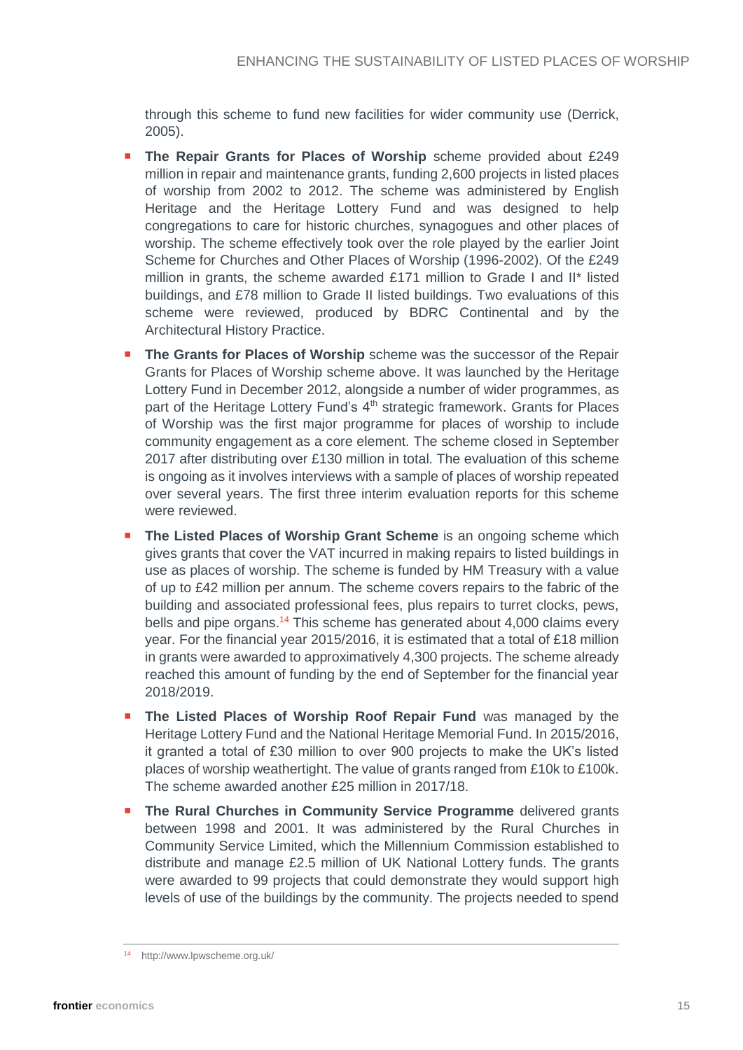through this scheme to fund new facilities for wider community use (Derrick, 2005).

- **The Repair Grants for Places of Worship** scheme provided about £249 million in repair and maintenance grants, funding 2,600 projects in listed places of worship from 2002 to 2012. The scheme was administered by English Heritage and the Heritage Lottery Fund and was designed to help congregations to care for historic churches, synagogues and other places of worship. The scheme effectively took over the role played by the earlier Joint Scheme for Churches and Other Places of Worship (1996-2002). Of the £249 million in grants, the scheme awarded £171 million to Grade I and II* listed buildings, and £78 million to Grade II listed buildings. Two evaluations of this scheme were reviewed, produced by BDRC Continental and by the Architectural History Practice.
- **The Grants for Places of Worship** scheme was the successor of the Repair Grants for Places of Worship scheme above. It was launched by the Heritage Lottery Fund in December 2012, alongside a number of wider programmes, as part of the Heritage Lottery Fund's 4th strategic framework. Grants for Places of Worship was the first major programme for places of worship to include community engagement as a core element. The scheme closed in September 2017 after distributing over £130 million in total. The evaluation of this scheme is ongoing as it involves interviews with a sample of places of worship repeated over several years. The first three interim evaluation reports for this scheme were reviewed.
- **The Listed Places of Worship Grant Scheme** is an ongoing scheme which gives grants that cover the VAT incurred in making repairs to listed buildings in use as places of worship. The scheme is funded by HM Treasury with a value of up to £42 million per annum. The scheme covers repairs to the fabric of the building and associated professional fees, plus repairs to turret clocks, pews, bells and pipe organs.[14] This scheme has generated about 4,000 claims every year. For the financial year 2015/2016, it is estimated that a total of £18 million in grants were awarded to approximatively 4,300 projects. The scheme already reached this amount of funding by the end of September for the financial year 2018/2019.
- **The Listed Places of Worship Roof Repair Fund** was managed by the Heritage Lottery Fund and the National Heritage Memorial Fund. In 2015/2016, it granted a total of £30 million to over 900 projects to make the UK's listed places of worship weathertight. The value of grants ranged from £10k to £100k. The scheme awarded another £25 million in 2017/18.
- **The Rural Churches in Community Service Programme** delivered grants between 1998 and 2001. It was administered by the Rural Churches in Community Service Limited, which the Millennium Commission established to distribute and manage £2.5 million of UK National Lottery funds. The grants were awarded to 99 projects that could demonstrate they would support high levels of use of the buildings by the community. The projects needed to spend

[14] http://www.lpwscheme.org.uk/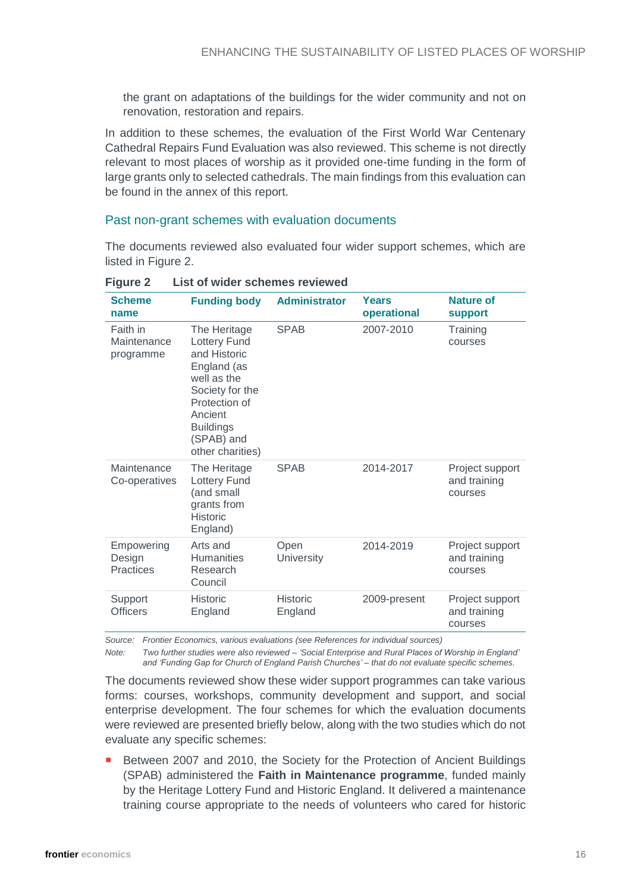the grant on adaptations of the buildings for the wider community and not on renovation, restoration and repairs.

In addition to these schemes, the evaluation of the First World War Centenary Cathedral Repairs Fund Evaluation was also reviewed. This scheme is not directly relevant to most places of worship as it provided one-time funding in the form of large grants only to selected cathedrals. The main findings from this evaluation can be found in the annex of this report.

### Past non-grant schemes with evaluation documents

The documents reviewed also evaluated four wider support schemes, which are listed in Figure 2.

**Figure 2 List of wider schemes reviewed**

| Scheme name | Funding body | Administrator | Years operational | Nature of support |
|---|---|---|---|---|
| Faith in Maintenance programme | The Heritage Lottery Fund and Historic England (as well as the Society for the Protection of Ancient Buildings (SPAB) and other charities) | SPAB | 2007-2010 | Training courses |
| Maintenance Co-operatives | The Heritage Lottery Fund (and small grants from Historic England) | SPAB | 2014-2017 | Project support and training courses |
| Empowering Design Practices | Arts and Humanities Research Council | Open University | 2014-2019 | Project support and training courses |
| Support Officers | Historic England | Historic England | 2009-present | Project support and training courses |

*Source: Frontier Economics, various evaluations (see References for individual sources)*

*Note: Two further studies were also reviewed – 'Social Enterprise and Rural Places of Worship in England' and 'Funding Gap for Church of England Parish Churches' – that do not evaluate specific schemes.*

The documents reviewed show these wider support programmes can take various forms: courses, workshops, community development and support, and social enterprise development. The four schemes for which the evaluation documents were reviewed are presented briefly below, along with the two studies which do not evaluate any specific schemes:

- Between 2007 and 2010, the Society for the Protection of Ancient Buildings (SPAB) administered the **Faith in Maintenance programme**, funded mainly by the Heritage Lottery Fund and Historic England. It delivered a maintenance training course appropriate to the needs of volunteers who cared for historic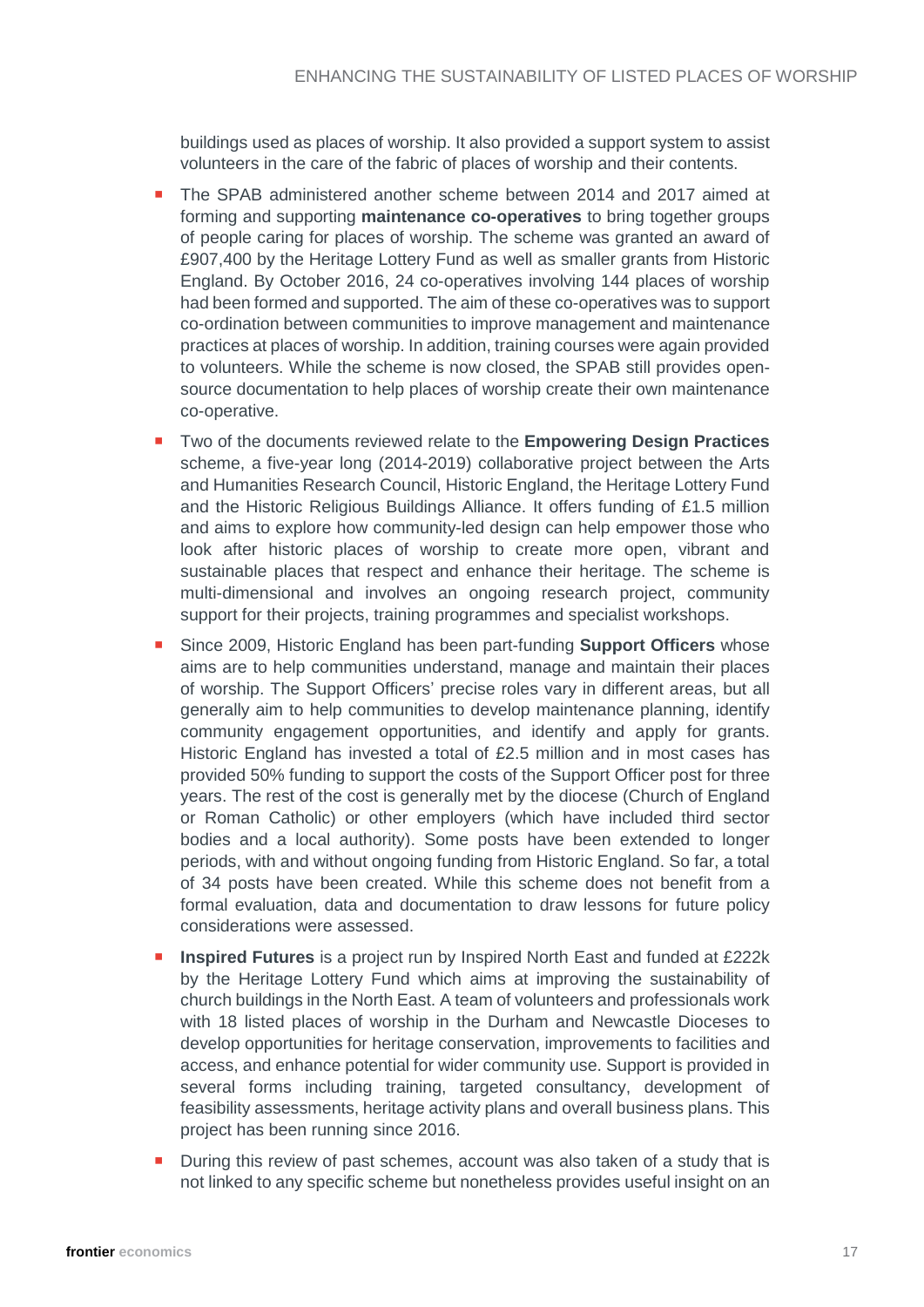buildings used as places of worship. It also provided a support system to assist volunteers in the care of the fabric of places of worship and their contents.

- The SPAB administered another scheme between 2014 and 2017 aimed at forming and supporting **maintenance co-operatives** to bring together groups of people caring for places of worship. The scheme was granted an award of £907,400 by the Heritage Lottery Fund as well as smaller grants from Historic England. By October 2016, 24 co-operatives involving 144 places of worship had been formed and supported. The aim of these co-operatives was to support co-ordination between communities to improve management and maintenance practices at places of worship. In addition, training courses were again provided to volunteers. While the scheme is now closed, the SPAB still provides open-source documentation to help places of worship create their own maintenance co-operative.
- Two of the documents reviewed relate to the **Empowering Design Practices** scheme, a five-year long (2014-2019) collaborative project between the Arts and Humanities Research Council, Historic England, the Heritage Lottery Fund and the Historic Religious Buildings Alliance. It offers funding of £1.5 million and aims to explore how community-led design can help empower those who look after historic places of worship to create more open, vibrant and sustainable places that respect and enhance their heritage. The scheme is multi-dimensional and involves an ongoing research project, community support for their projects, training programmes and specialist workshops.
- Since 2009, Historic England has been part-funding **Support Officers** whose aims are to help communities understand, manage and maintain their places of worship. The Support Officers' precise roles vary in different areas, but all generally aim to help communities to develop maintenance planning, identify community engagement opportunities, and identify and apply for grants. Historic England has invested a total of £2.5 million and in most cases has provided 50% funding to support the costs of the Support Officer post for three years. The rest of the cost is generally met by the diocese (Church of England or Roman Catholic) or other employers (which have included third sector bodies and a local authority). Some posts have been extended to longer periods, with and without ongoing funding from Historic England. So far, a total of 34 posts have been created. While this scheme does not benefit from a formal evaluation, data and documentation to draw lessons for future policy considerations were assessed.
- **Inspired Futures** is a project run by Inspired North East and funded at £222k by the Heritage Lottery Fund which aims at improving the sustainability of church buildings in the North East. A team of volunteers and professionals work with 18 listed places of worship in the Durham and Newcastle Dioceses to develop opportunities for heritage conservation, improvements to facilities and access, and enhance potential for wider community use. Support is provided in several forms including training, targeted consultancy, development of feasibility assessments, heritage activity plans and overall business plans. This project has been running since 2016.
- During this review of past schemes, account was also taken of a study that is not linked to any specific scheme but nonetheless provides useful insight on an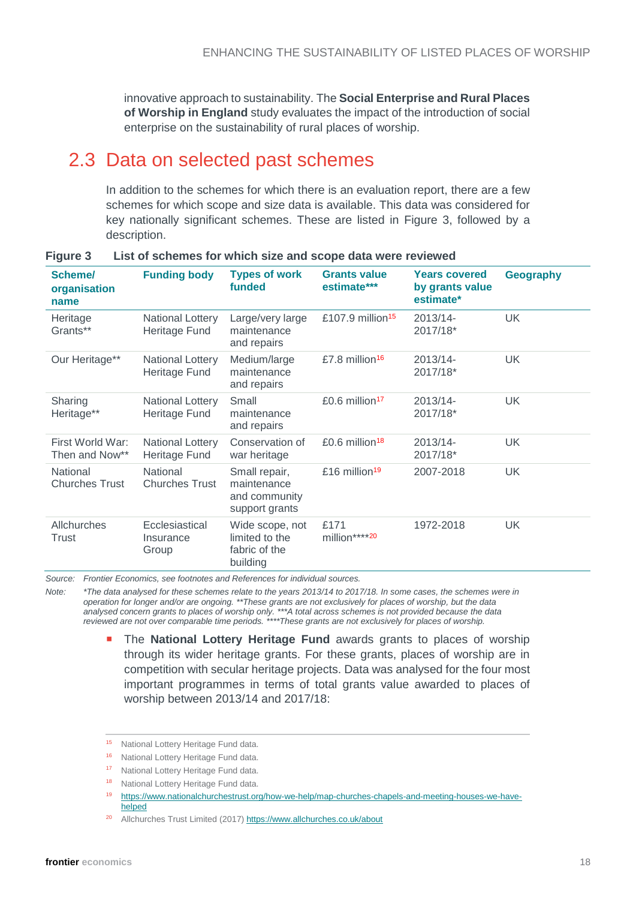innovative approach to sustainability. The **Social Enterprise and Rural Places of Worship in England** study evaluates the impact of the introduction of social enterprise on the sustainability of rural places of worship.

## 2.3 Data on selected past schemes

In addition to the schemes for which there is an evaluation report, there are a few schemes for which scope and size data is available. This data was considered for key nationally significant schemes. These are listed in Figure 3, followed by a description.

**Figure 3 List of schemes for which size and scope data were reviewed**

| Scheme/ organisation name | Funding body | Types of work funded | Grants value estimate*** | Years covered by grants value estimate* | Geography |
|---|---|---|---|---|---|
| Heritage Grants** | National Lottery Heritage Fund | Large/very large maintenance and repairs | £107.9 million[15] | 2013/14-2017/18* | UK |
| Our Heritage** | National Lottery Heritage Fund | Medium/large maintenance and repairs | £7.8 million[16] | 2013/14-2017/18* | UK |
| Sharing Heritage** | National Lottery Heritage Fund | Small maintenance and repairs | £0.6 million[17] | 2013/14-2017/18* | UK |
| First World War: Then and Now** | National Lottery Heritage Fund | Conservation of war heritage | £0.6 million[18] | 2013/14-2017/18* | UK |
| National Churches Trust | National Churches Trust | Small repair, maintenance and community support grants | £16 million[19] | 2007-2018 | UK |
| Allchurches Trust | Ecclesiastical Insurance Group | Wide scope, not limited to the fabric of the building | £171 million****[20] | 1972-2018 | UK |

*Source: Frontier Economics, see footnotes and References for individual sources.*

*Note: *The data analysed for these schemes relate to the years 2013/14 to 2017/18. In some cases, the schemes were in operation for longer and/or are ongoing. **These grants are not exclusively for places of worship, but the data analysed concern grants to places of worship only. ***A total across schemes is not provided because the data reviewed are not over comparable time periods. ****These grants are not exclusively for places of worship.*

- The **National Lottery Heritage Fund** awards grants to places of worship through its wider heritage grants. For these grants, places of worship are in competition with secular heritage projects. Data was analysed for the four most important programmes in terms of total grants value awarded to places of worship between 2013/14 and 2017/18:

---

[15] National Lottery Heritage Fund data.

[16] National Lottery Heritage Fund data.

[17] National Lottery Heritage Fund data.

[18] National Lottery Heritage Fund data.

[19] https://www.nationalchurchestrust.org/how-we-help/map-churches-chapels-and-meeting-houses-we-have-helped

[20] Allchurches Trust Limited (2017) https://www.allchurches.co.uk/about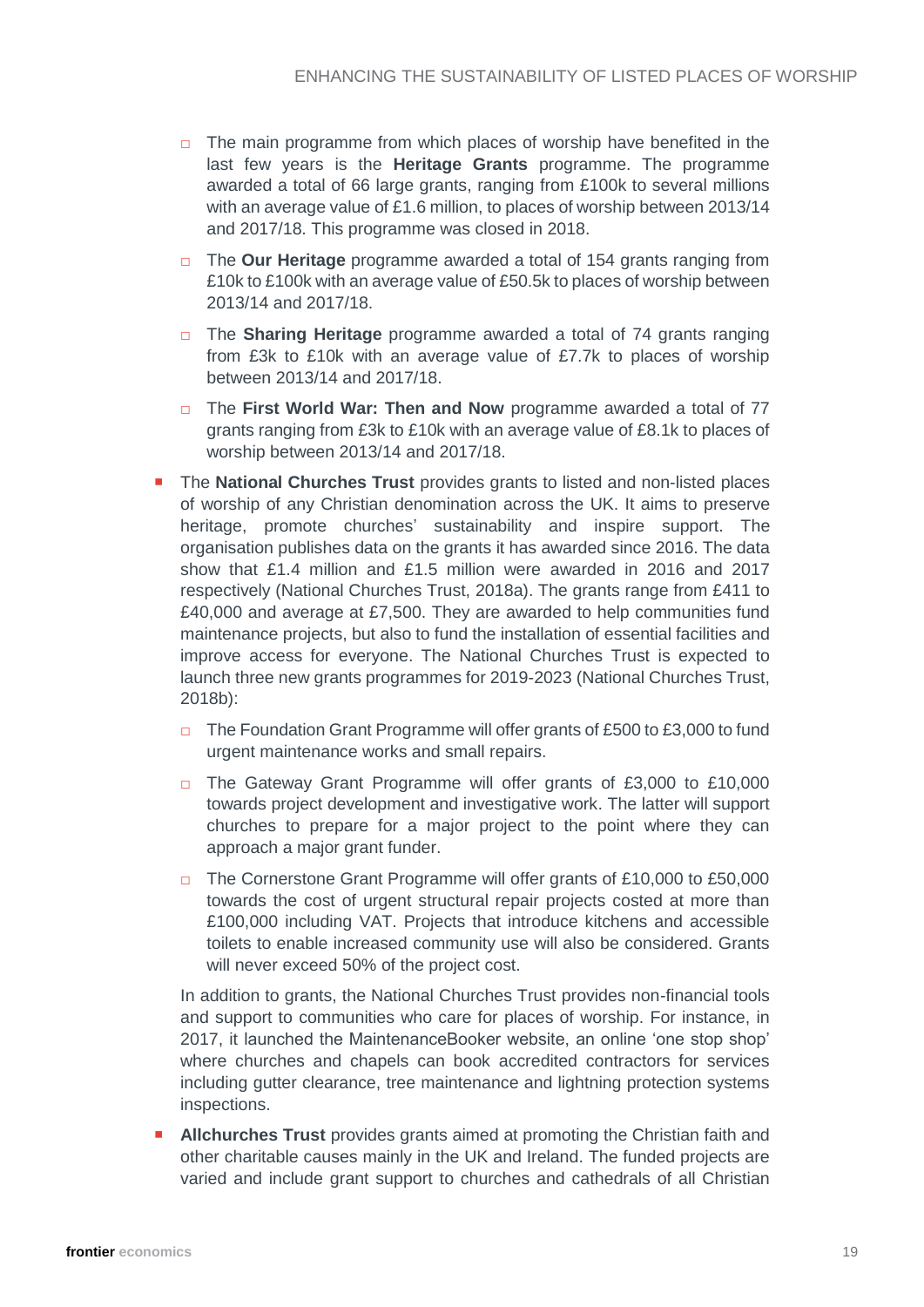- The main programme from which places of worship have benefited in the last few years is the **Heritage Grants** programme. The programme awarded a total of 66 large grants, ranging from £100k to several millions with an average value of £1.6 million, to places of worship between 2013/14 and 2017/18. This programme was closed in 2018.
- The **Our Heritage** programme awarded a total of 154 grants ranging from £10k to £100k with an average value of £50.5k to places of worship between 2013/14 and 2017/18.
- The **Sharing Heritage** programme awarded a total of 74 grants ranging from £3k to £10k with an average value of £7.7k to places of worship between 2013/14 and 2017/18.
- The **First World War: Then and Now** programme awarded a total of 77 grants ranging from £3k to £10k with an average value of £8.1k to places of worship between 2013/14 and 2017/18.

- The **National Churches Trust** provides grants to listed and non-listed places of worship of any Christian denomination across the UK. It aims to preserve heritage, promote churches' sustainability and inspire support. The organisation publishes data on the grants it has awarded since 2016. The data show that £1.4 million and £1.5 million were awarded in 2016 and 2017 respectively (National Churches Trust, 2018a). The grants range from £411 to £40,000 and average at £7,500. They are awarded to help communities fund maintenance projects, but also to fund the installation of essential facilities and improve access for everyone. The National Churches Trust is expected to launch three new grants programmes for 2019-2023 (National Churches Trust, 2018b):
  - The Foundation Grant Programme will offer grants of £500 to £3,000 to fund urgent maintenance works and small repairs.
  - The Gateway Grant Programme will offer grants of £3,000 to £10,000 towards project development and investigative work. The latter will support churches to prepare for a major project to the point where they can approach a major grant funder.
  - The Cornerstone Grant Programme will offer grants of £10,000 to £50,000 towards the cost of urgent structural repair projects costed at more than £100,000 including VAT. Projects that introduce kitchens and accessible toilets to enable increased community use will also be considered. Grants will never exceed 50% of the project cost.

  In addition to grants, the National Churches Trust provides non-financial tools and support to communities who care for places of worship. For instance, in 2017, it launched the MaintenanceBooker website, an online 'one stop shop' where churches and chapels can book accredited contractors for services including gutter clearance, tree maintenance and lightning protection systems inspections.

- **Allchurches Trust** provides grants aimed at promoting the Christian faith and other charitable causes mainly in the UK and Ireland. The funded projects are varied and include grant support to churches and cathedrals of all Christian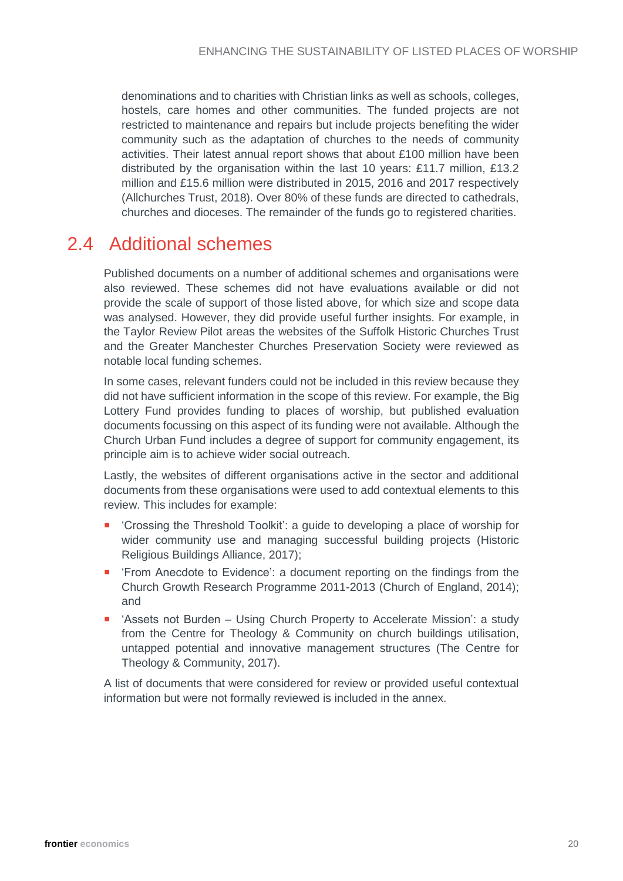denominations and to charities with Christian links as well as schools, colleges, hostels, care homes and other communities. The funded projects are not restricted to maintenance and repairs but include projects benefiting the wider community such as the adaptation of churches to the needs of community activities. Their latest annual report shows that about £100 million have been distributed by the organisation within the last 10 years: £11.7 million, £13.2 million and £15.6 million were distributed in 2015, 2016 and 2017 respectively (Allchurches Trust, 2018). Over 80% of these funds are directed to cathedrals, churches and dioceses. The remainder of the funds go to registered charities.

## 2.4 Additional schemes

Published documents on a number of additional schemes and organisations were also reviewed. These schemes did not have evaluations available or did not provide the scale of support of those listed above, for which size and scope data was analysed. However, they did provide useful further insights. For example, in the Taylor Review Pilot areas the websites of the Suffolk Historic Churches Trust and the Greater Manchester Churches Preservation Society were reviewed as notable local funding schemes.

In some cases, relevant funders could not be included in this review because they did not have sufficient information in the scope of this review. For example, the Big Lottery Fund provides funding to places of worship, but published evaluation documents focussing on this aspect of its funding were not available. Although the Church Urban Fund includes a degree of support for community engagement, its principle aim is to achieve wider social outreach.

Lastly, the websites of different organisations active in the sector and additional documents from these organisations were used to add contextual elements to this review. This includes for example:

- 'Crossing the Threshold Toolkit': a guide to developing a place of worship for wider community use and managing successful building projects (Historic Religious Buildings Alliance, 2017);
- 'From Anecdote to Evidence': a document reporting on the findings from the Church Growth Research Programme 2011-2013 (Church of England, 2014); and
- 'Assets not Burden – Using Church Property to Accelerate Mission': a study from the Centre for Theology & Community on church buildings utilisation, untapped potential and innovative management structures (The Centre for Theology & Community, 2017).

A list of documents that were considered for review or provided useful contextual information but were not formally reviewed is included in the annex.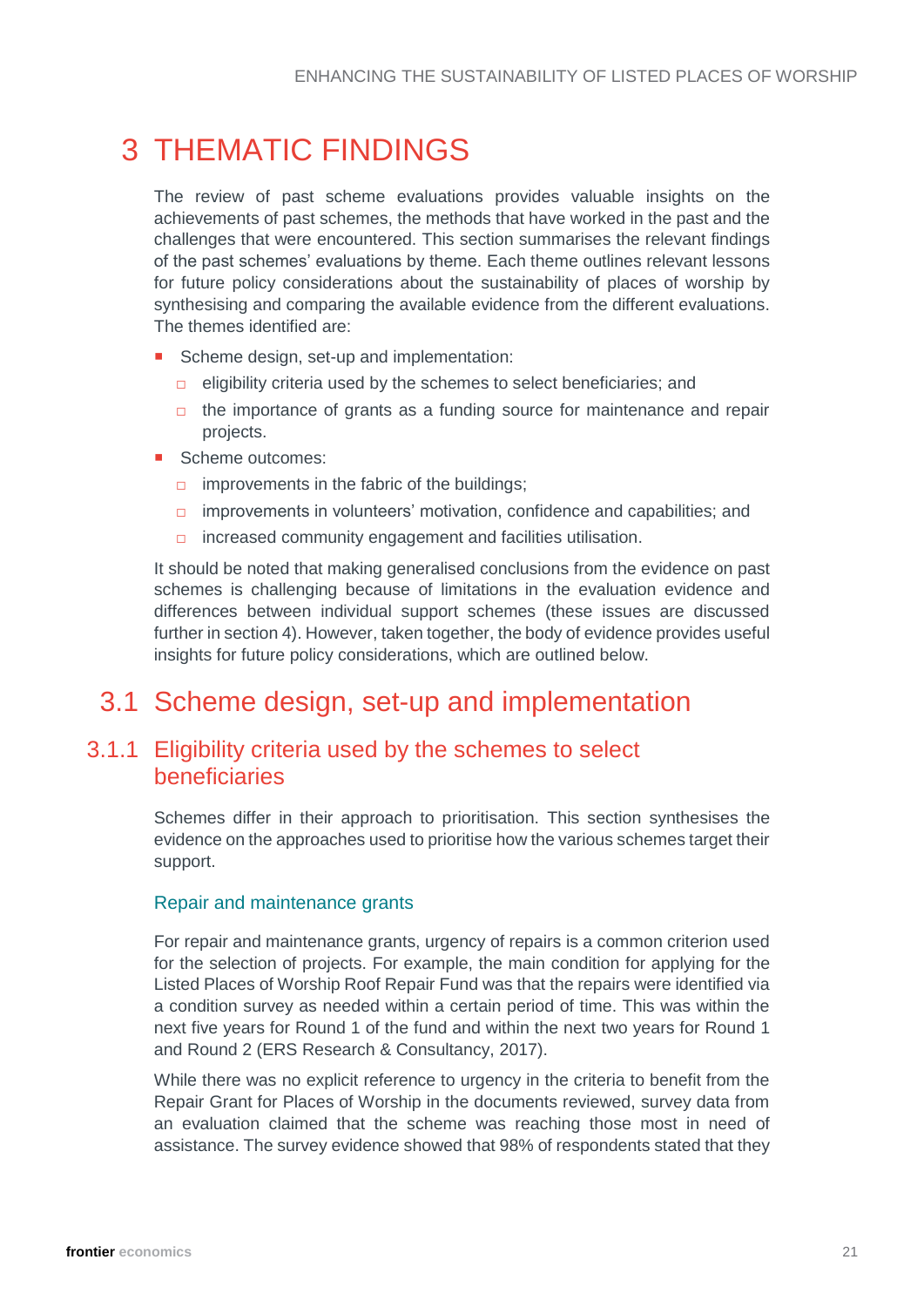# 3 THEMATIC FINDINGS

The review of past scheme evaluations provides valuable insights on the achievements of past schemes, the methods that have worked in the past and the challenges that were encountered. This section summarises the relevant findings of the past schemes' evaluations by theme. Each theme outlines relevant lessons for future policy considerations about the sustainability of places of worship by synthesising and comparing the available evidence from the different evaluations. The themes identified are:

- Scheme design, set-up and implementation:
  - eligibility criteria used by the schemes to select beneficiaries; and
  - the importance of grants as a funding source for maintenance and repair projects.
- Scheme outcomes:
  - improvements in the fabric of the buildings;
  - improvements in volunteers' motivation, confidence and capabilities; and
  - increased community engagement and facilities utilisation.

It should be noted that making generalised conclusions from the evidence on past schemes is challenging because of limitations in the evaluation evidence and differences between individual support schemes (these issues are discussed further in section 4). However, taken together, the body of evidence provides useful insights for future policy considerations, which are outlined below.

## 3.1 Scheme design, set-up and implementation

### 3.1.1 Eligibility criteria used by the schemes to select beneficiaries

Schemes differ in their approach to prioritisation. This section synthesises the evidence on the approaches used to prioritise how the various schemes target their support.

#### Repair and maintenance grants

For repair and maintenance grants, urgency of repairs is a common criterion used for the selection of projects. For example, the main condition for applying for the Listed Places of Worship Roof Repair Fund was that the repairs were identified via a condition survey as needed within a certain period of time. This was within the next five years for Round 1 of the fund and within the next two years for Round 1 and Round 2 (ERS Research & Consultancy, 2017).

While there was no explicit reference to urgency in the criteria to benefit from the Repair Grant for Places of Worship in the documents reviewed, survey data from an evaluation claimed that the scheme was reaching those most in need of assistance. The survey evidence showed that 98% of respondents stated that they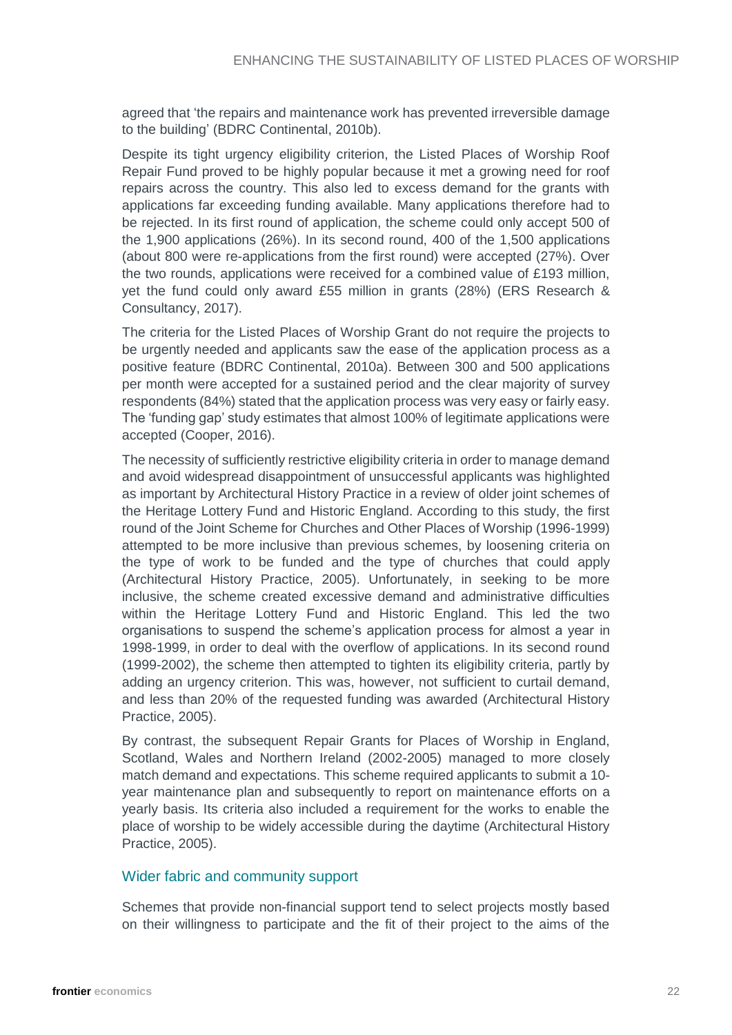agreed that 'the repairs and maintenance work has prevented irreversible damage to the building' (BDRC Continental, 2010b).

Despite its tight urgency eligibility criterion, the Listed Places of Worship Roof Repair Fund proved to be highly popular because it met a growing need for roof repairs across the country. This also led to excess demand for the grants with applications far exceeding funding available. Many applications therefore had to be rejected. In its first round of application, the scheme could only accept 500 of the 1,900 applications (26%). In its second round, 400 of the 1,500 applications (about 800 were re-applications from the first round) were accepted (27%). Over the two rounds, applications were received for a combined value of £193 million, yet the fund could only award £55 million in grants (28%) (ERS Research & Consultancy, 2017).

The criteria for the Listed Places of Worship Grant do not require the projects to be urgently needed and applicants saw the ease of the application process as a positive feature (BDRC Continental, 2010a). Between 300 and 500 applications per month were accepted for a sustained period and the clear majority of survey respondents (84%) stated that the application process was very easy or fairly easy. The 'funding gap' study estimates that almost 100% of legitimate applications were accepted (Cooper, 2016).

The necessity of sufficiently restrictive eligibility criteria in order to manage demand and avoid widespread disappointment of unsuccessful applicants was highlighted as important by Architectural History Practice in a review of older joint schemes of the Heritage Lottery Fund and Historic England. According to this study, the first round of the Joint Scheme for Churches and Other Places of Worship (1996-1999) attempted to be more inclusive than previous schemes, by loosening criteria on the type of work to be funded and the type of churches that could apply (Architectural History Practice, 2005). Unfortunately, in seeking to be more inclusive, the scheme created excessive demand and administrative difficulties within the Heritage Lottery Fund and Historic England. This led the two organisations to suspend the scheme's application process for almost a year in 1998-1999, in order to deal with the overflow of applications. In its second round (1999-2002), the scheme then attempted to tighten its eligibility criteria, partly by adding an urgency criterion. This was, however, not sufficient to curtail demand, and less than 20% of the requested funding was awarded (Architectural History Practice, 2005).

By contrast, the subsequent Repair Grants for Places of Worship in England, Scotland, Wales and Northern Ireland (2002-2005) managed to more closely match demand and expectations. This scheme required applicants to submit a 10-year maintenance plan and subsequently to report on maintenance efforts on a yearly basis. Its criteria also included a requirement for the works to enable the place of worship to be widely accessible during the daytime (Architectural History Practice, 2005).

### Wider fabric and community support

Schemes that provide non-financial support tend to select projects mostly based on their willingness to participate and the fit of their project to the aims of the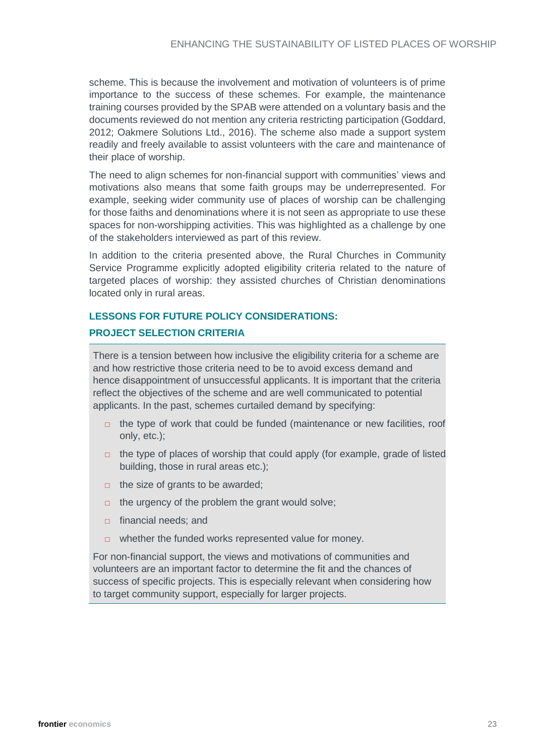scheme. This is because the involvement and motivation of volunteers is of prime importance to the success of these schemes. For example, the maintenance training courses provided by the SPAB were attended on a voluntary basis and the documents reviewed do not mention any criteria restricting participation (Goddard, 2012; Oakmere Solutions Ltd., 2016). The scheme also made a support system readily and freely available to assist volunteers with the care and maintenance of their place of worship.

The need to align schemes for non-financial support with communities' views and motivations also means that some faith groups may be underrepresented. For example, seeking wider community use of places of worship can be challenging for those faiths and denominations where it is not seen as appropriate to use these spaces for non-worshipping activities. This was highlighted as a challenge by one of the stakeholders interviewed as part of this review.

In addition to the criteria presented above, the Rural Churches in Community Service Programme explicitly adopted eligibility criteria related to the nature of targeted places of worship: they assisted churches of Christian denominations located only in rural areas.

### LESSONS FOR FUTURE POLICY CONSIDERATIONS:

### PROJECT SELECTION CRITERIA

There is a tension between how inclusive the eligibility criteria for a scheme are and how restrictive those criteria need to be to avoid excess demand and hence disappointment of unsuccessful applicants. It is important that the criteria reflect the objectives of the scheme and are well communicated to potential applicants. In the past, schemes curtailed demand by specifying:

- the type of work that could be funded (maintenance or new facilities, roof only, etc.);
- the type of places of worship that could apply (for example, grade of listed building, those in rural areas etc.);
- the size of grants to be awarded;
- the urgency of the problem the grant would solve;
- financial needs; and
- whether the funded works represented value for money.

For non-financial support, the views and motivations of communities and volunteers are an important factor to determine the fit and the chances of success of specific projects. This is especially relevant when considering how to target community support, especially for larger projects.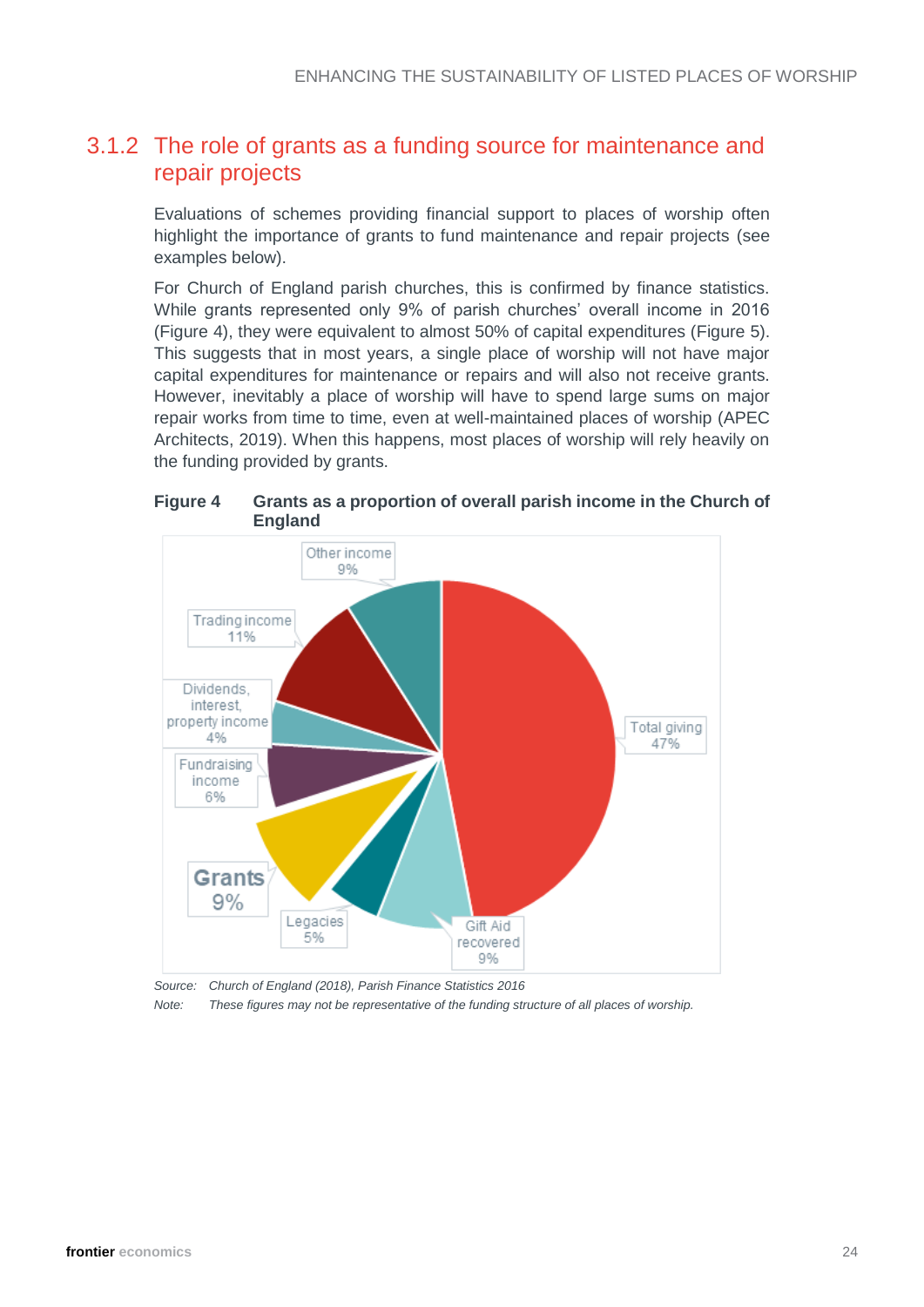## 3.1.2 The role of grants as a funding source for maintenance and repair projects

Evaluations of schemes providing financial support to places of worship often highlight the importance of grants to fund maintenance and repair projects (see examples below).

For Church of England parish churches, this is confirmed by finance statistics. While grants represented only 9% of parish churches' overall income in 2016 (Figure 4), they were equivalent to almost 50% of capital expenditures (Figure 5). This suggests that in most years, a single place of worship will not have major capital expenditures for maintenance or repairs and will also not receive grants. However, inevitably a place of worship will have to spend large sums on major repair works from time to time, even at well-maintained places of worship (APEC Architects, 2019). When this happens, most places of worship will rely heavily on the funding provided by grants.

**Figure 4 Grants as a proportion of overall parish income in the Church of England**

| Income source | Share |
|---|---|
| Total giving | 47% |
| Gift Aid recovered | 9% |
| Legacies | 5% |
| Grants | 9% |
| Fundraising income | 6% |
| Dividends, interest, property income | 4% |
| Trading income | 11% |
| Other income | 9% |

*Source: Church of England (2018), Parish Finance Statistics 2016*

*Note: These figures may not be representative of the funding structure of all places of worship.*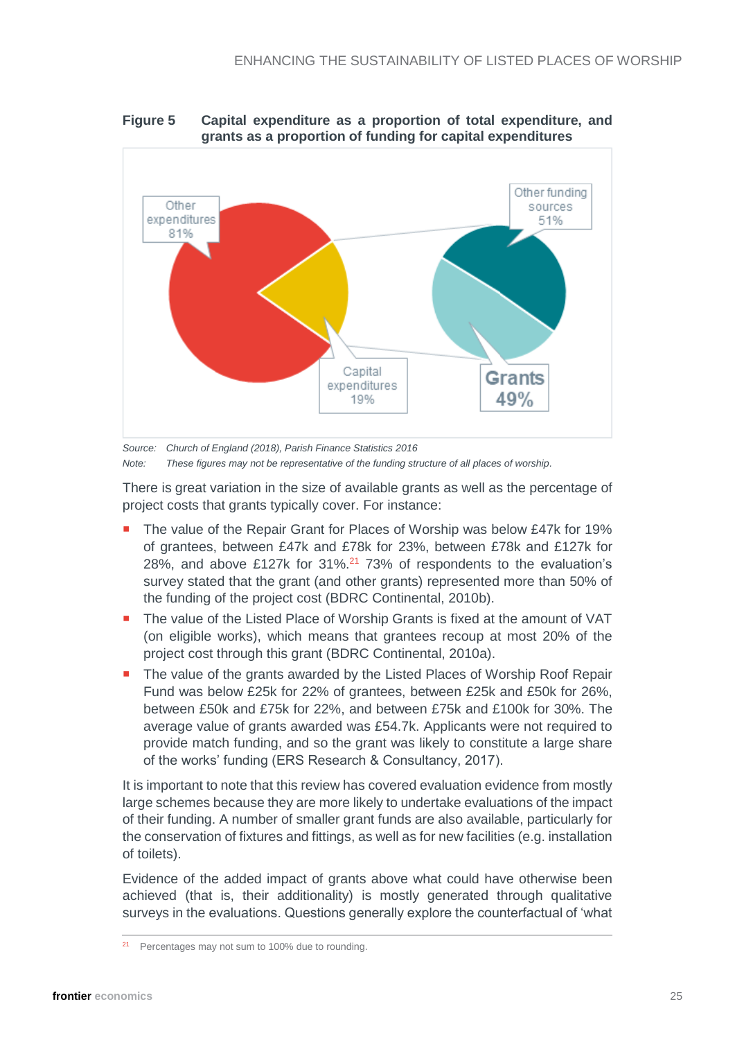**Figure 5 Capital expenditure as a proportion of total expenditure, and grants as a proportion of funding for capital expenditures**

Source: *Church of England (2018), Parish Finance Statistics 2016*

Note: *These figures may not be representative of the funding structure of all places of worship.*

There is great variation in the size of available grants as well as the percentage of project costs that grants typically cover. For instance:

- The value of the Repair Grant for Places of Worship was below £47k for 19% of grantees, between £47k and £78k for 23%, between £78k and £127k for 28%, and above £127k for 31%.[21] 73% of respondents to the evaluation's survey stated that the grant (and other grants) represented more than 50% of the funding of the project cost (BDRC Continental, 2010b).
- The value of the Listed Place of Worship Grants is fixed at the amount of VAT (on eligible works), which means that grantees recoup at most 20% of the project cost through this grant (BDRC Continental, 2010a).
- The value of the grants awarded by the Listed Places of Worship Roof Repair Fund was below £25k for 22% of grantees, between £25k and £50k for 26%, between £50k and £75k for 22%, and between £75k and £100k for 30%. The average value of grants awarded was £54.7k. Applicants were not required to provide match funding, and so the grant was likely to constitute a large share of the works' funding (ERS Research & Consultancy, 2017).

It is important to note that this review has covered evaluation evidence from mostly large schemes because they are more likely to undertake evaluations of the impact of their funding. A number of smaller grant funds are also available, particularly for the conservation of fixtures and fittings, as well as for new facilities (e.g. installation of toilets).

Evidence of the added impact of grants above what could have otherwise been achieved (that is, their additionality) is mostly generated through qualitative surveys in the evaluations. Questions generally explore the counterfactual of 'what

[21] Percentages may not sum to 100% due to rounding.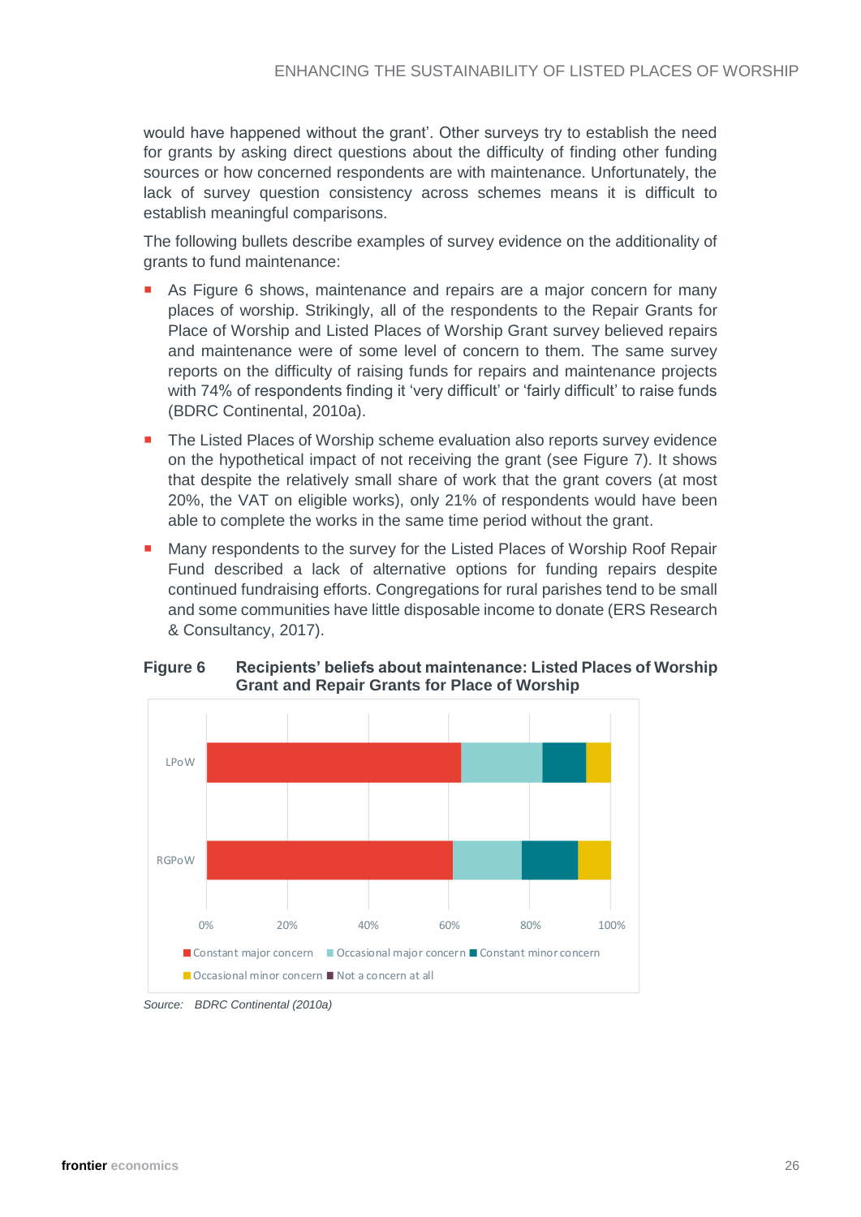would have happened without the grant'. Other surveys try to establish the need for grants by asking direct questions about the difficulty of finding other funding sources or how concerned respondents are with maintenance. Unfortunately, the lack of survey question consistency across schemes means it is difficult to establish meaningful comparisons.

The following bullets describe examples of survey evidence on the additionality of grants to fund maintenance:

- As Figure 6 shows, maintenance and repairs are a major concern for many places of worship. Strikingly, all of the respondents to the Repair Grants for Place of Worship and Listed Places of Worship Grant survey believed repairs and maintenance were of some level of concern to them. The same survey reports on the difficulty of raising funds for repairs and maintenance projects with 74% of respondents finding it 'very difficult' or 'fairly difficult' to raise funds (BDRC Continental, 2010a).
- The Listed Places of Worship scheme evaluation also reports survey evidence on the hypothetical impact of not receiving the grant (see Figure 7). It shows that despite the relatively small share of work that the grant covers (at most 20%, the VAT on eligible works), only 21% of respondents would have been able to complete the works in the same time period without the grant.
- Many respondents to the survey for the Listed Places of Worship Roof Repair Fund described a lack of alternative options for funding repairs despite continued fundraising efforts. Congregations for rural parishes tend to be small and some communities have little disposable income to donate (ERS Research & Consultancy, 2017).

**Figure 6 Recipients' beliefs about maintenance: Listed Places of Worship Grant and Repair Grants for Place of Worship**

*Source: BDRC Continental (2010a)*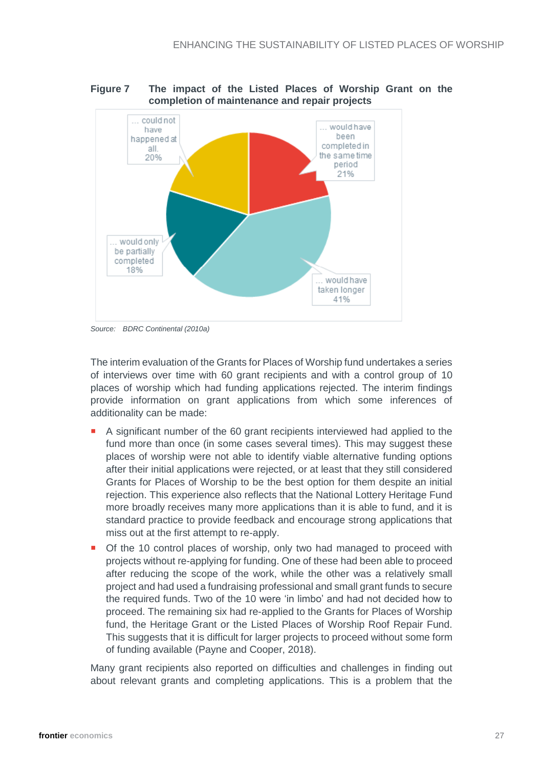**Figure 7 The impact of the Listed Places of Worship Grant on the completion of maintenance and repair projects**

... could not have happened at all. 20%

... would have been completed in the same time period 21%

... would only be partially completed 18%

... would have taken longer 41%

*Source: BDRC Continental (2010a)*

The interim evaluation of the Grants for Places of Worship fund undertakes a series of interviews over time with 60 grant recipients and with a control group of 10 places of worship which had funding applications rejected. The interim findings provide information on grant applications from which some inferences of additionality can be made:

- A significant number of the 60 grant recipients interviewed had applied to the fund more than once (in some cases several times). This may suggest these places of worship were not able to identify viable alternative funding options after their initial applications were rejected, or at least that they still considered Grants for Places of Worship to be the best option for them despite an initial rejection. This experience also reflects that the National Lottery Heritage Fund more broadly receives many more applications than it is able to fund, and it is standard practice to provide feedback and encourage strong applications that miss out at the first attempt to re-apply.
- Of the 10 control places of worship, only two had managed to proceed with projects without re-applying for funding. One of these had been able to proceed after reducing the scope of the work, while the other was a relatively small project and had used a fundraising professional and small grant funds to secure the required funds. Two of the 10 were 'in limbo' and had not decided how to proceed. The remaining six had re-applied to the Grants for Places of Worship fund, the Heritage Grant or the Listed Places of Worship Roof Repair Fund. This suggests that it is difficult for larger projects to proceed without some form of funding available (Payne and Cooper, 2018).

Many grant recipients also reported on difficulties and challenges in finding out about relevant grants and completing applications. This is a problem that the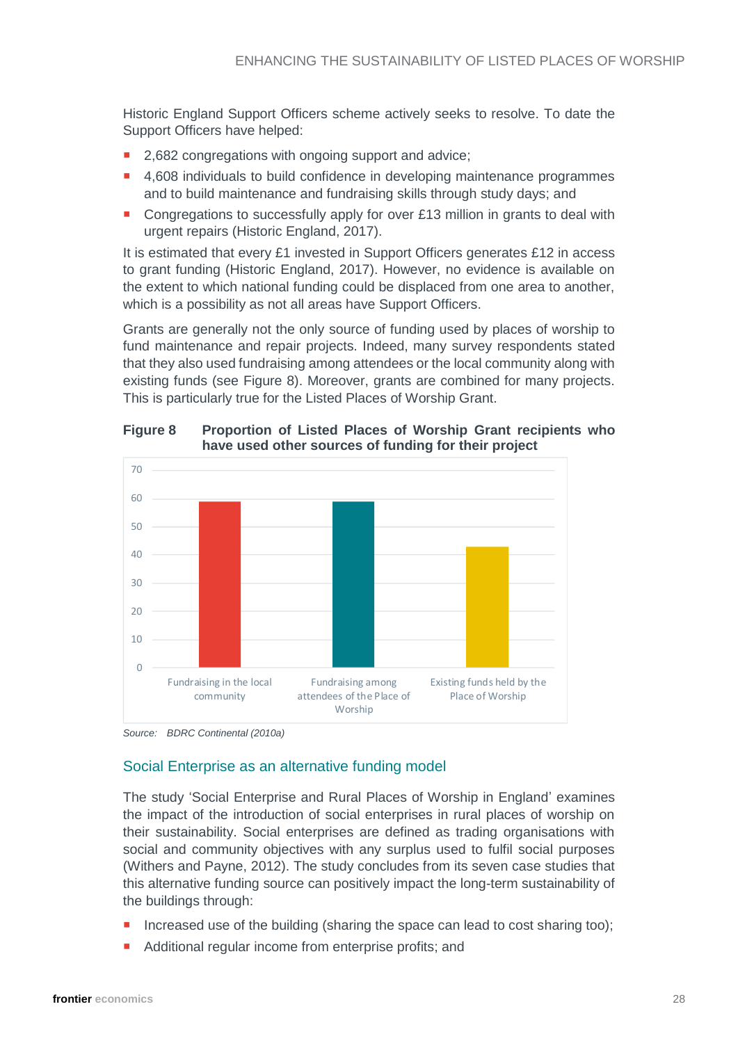Historic England Support Officers scheme actively seeks to resolve. To date the Support Officers have helped:

- 2,682 congregations with ongoing support and advice;
- 4,608 individuals to build confidence in developing maintenance programmes and to build maintenance and fundraising skills through study days; and
- Congregations to successfully apply for over £13 million in grants to deal with urgent repairs (Historic England, 2017).

It is estimated that every £1 invested in Support Officers generates £12 in access to grant funding (Historic England, 2017). However, no evidence is available on the extent to which national funding could be displaced from one area to another, which is a possibility as not all areas have Support Officers.

Grants are generally not the only source of funding used by places of worship to fund maintenance and repair projects. Indeed, many survey respondents stated that they also used fundraising among attendees or the local community along with existing funds (see Figure 8). Moreover, grants are combined for many projects. This is particularly true for the Listed Places of Worship Grant.

**Figure 8 Proportion of Listed Places of Worship Grant recipients who have used other sources of funding for their project**

*Source: BDRC Continental (2010a)*

## Social Enterprise as an alternative funding model

The study 'Social Enterprise and Rural Places of Worship in England' examines the impact of the introduction of social enterprises in rural places of worship on their sustainability. Social enterprises are defined as trading organisations with social and community objectives with any surplus used to fulfil social purposes (Withers and Payne, 2012). The study concludes from its seven case studies that this alternative funding source can positively impact the long-term sustainability of the buildings through:

- Increased use of the building (sharing the space can lead to cost sharing too);
- Additional regular income from enterprise profits; and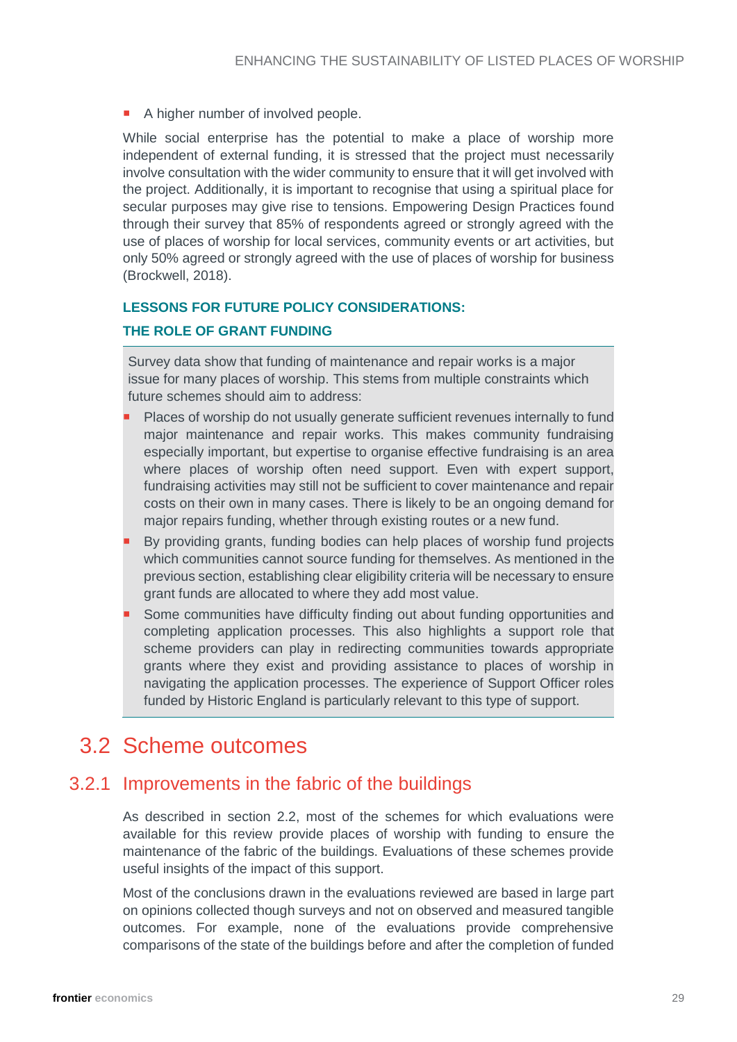- A higher number of involved people.

While social enterprise has the potential to make a place of worship more independent of external funding, it is stressed that the project must necessarily involve consultation with the wider community to ensure that it will get involved with the project. Additionally, it is important to recognise that using a spiritual place for secular purposes may give rise to tensions. Empowering Design Practices found through their survey that 85% of respondents agreed or strongly agreed with the use of places of worship for local services, community events or art activities, but only 50% agreed or strongly agreed with the use of places of worship for business (Brockwell, 2018).

**LESSONS FOR FUTURE POLICY CONSIDERATIONS:**

**THE ROLE OF GRANT FUNDING**

Survey data show that funding of maintenance and repair works is a major issue for many places of worship. This stems from multiple constraints which future schemes should aim to address:

- Places of worship do not usually generate sufficient revenues internally to fund major maintenance and repair works. This makes community fundraising especially important, but expertise to organise effective fundraising is an area where places of worship often need support. Even with expert support, fundraising activities may still not be sufficient to cover maintenance and repair costs on their own in many cases. There is likely to be an ongoing demand for major repairs funding, whether through existing routes or a new fund.
- By providing grants, funding bodies can help places of worship fund projects which communities cannot source funding for themselves. As mentioned in the previous section, establishing clear eligibility criteria will be necessary to ensure grant funds are allocated to where they add most value.
- Some communities have difficulty finding out about funding opportunities and completing application processes. This also highlights a support role that scheme providers can play in redirecting communities towards appropriate grants where they exist and providing assistance to places of worship in navigating the application processes. The experience of Support Officer roles funded by Historic England is particularly relevant to this type of support.

## 3.2 Scheme outcomes

### 3.2.1 Improvements in the fabric of the buildings

As described in section 2.2, most of the schemes for which evaluations were available for this review provide places of worship with funding to ensure the maintenance of the fabric of the buildings. Evaluations of these schemes provide useful insights of the impact of this support.

Most of the conclusions drawn in the evaluations reviewed are based in large part on opinions collected though surveys and not on observed and measured tangible outcomes. For example, none of the evaluations provide comprehensive comparisons of the state of the buildings before and after the completion of funded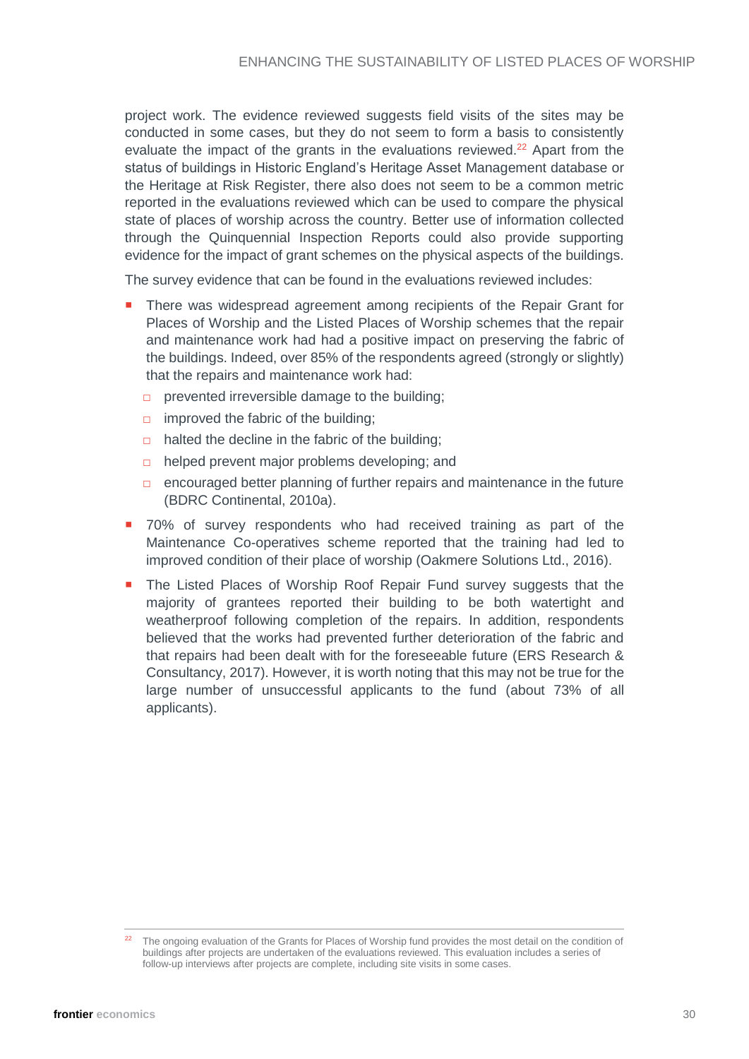project work. The evidence reviewed suggests field visits of the sites may be conducted in some cases, but they do not seem to form a basis to consistently evaluate the impact of the grants in the evaluations reviewed.[22] Apart from the status of buildings in Historic England's Heritage Asset Management database or the Heritage at Risk Register, there also does not seem to be a common metric reported in the evaluations reviewed which can be used to compare the physical state of places of worship across the country. Better use of information collected through the Quinquennial Inspection Reports could also provide supporting evidence for the impact of grant schemes on the physical aspects of the buildings.

The survey evidence that can be found in the evaluations reviewed includes:

- There was widespread agreement among recipients of the Repair Grant for Places of Worship and the Listed Places of Worship schemes that the repair and maintenance work had had a positive impact on preserving the fabric of the buildings. Indeed, over 85% of the respondents agreed (strongly or slightly) that the repairs and maintenance work had:
  - prevented irreversible damage to the building;
  - improved the fabric of the building;
  - halted the decline in the fabric of the building;
  - helped prevent major problems developing; and
  - encouraged better planning of further repairs and maintenance in the future (BDRC Continental, 2010a).
- 70% of survey respondents who had received training as part of the Maintenance Co-operatives scheme reported that the training had led to improved condition of their place of worship (Oakmere Solutions Ltd., 2016).
- The Listed Places of Worship Roof Repair Fund survey suggests that the majority of grantees reported their building to be both watertight and weatherproof following completion of the repairs. In addition, respondents believed that the works had prevented further deterioration of the fabric and that repairs had been dealt with for the foreseeable future (ERS Research & Consultancy, 2017). However, it is worth noting that this may not be true for the large number of unsuccessful applicants to the fund (about 73% of all applicants).

[22] The ongoing evaluation of the Grants for Places of Worship fund provides the most detail on the condition of buildings after projects are undertaken of the evaluations reviewed. This evaluation includes a series of follow-up interviews after projects are complete, including site visits in some cases.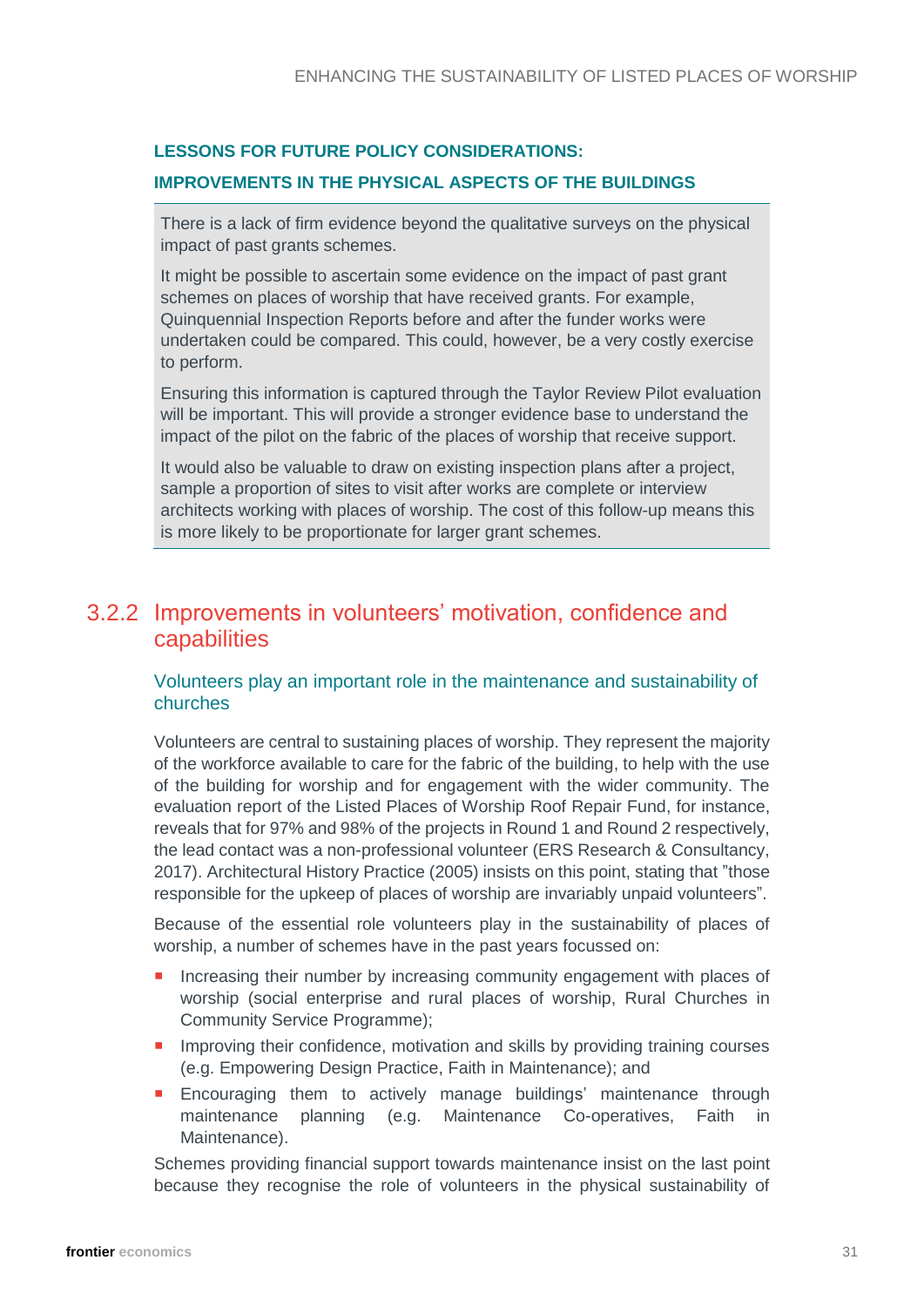**LESSONS FOR FUTURE POLICY CONSIDERATIONS:**

**IMPROVEMENTS IN THE PHYSICAL ASPECTS OF THE BUILDINGS**

There is a lack of firm evidence beyond the qualitative surveys on the physical impact of past grants schemes.

It might be possible to ascertain some evidence on the impact of past grant schemes on places of worship that have received grants. For example, Quinquennial Inspection Reports before and after the funder works were undertaken could be compared. This could, however, be a very costly exercise to perform.

Ensuring this information is captured through the Taylor Review Pilot evaluation will be important. This will provide a stronger evidence base to understand the impact of the pilot on the fabric of the places of worship that receive support.

It would also be valuable to draw on existing inspection plans after a project, sample a proportion of sites to visit after works are complete or interview architects working with places of worship. The cost of this follow-up means this is more likely to be proportionate for larger grant schemes.

### 3.2.2 Improvements in volunteers' motivation, confidence and capabilities

#### Volunteers play an important role in the maintenance and sustainability of churches

Volunteers are central to sustaining places of worship. They represent the majority of the workforce available to care for the fabric of the building, to help with the use of the building for worship and for engagement with the wider community. The evaluation report of the Listed Places of Worship Roof Repair Fund, for instance, reveals that for 97% and 98% of the projects in Round 1 and Round 2 respectively, the lead contact was a non-professional volunteer (ERS Research & Consultancy, 2017). Architectural History Practice (2005) insists on this point, stating that "those responsible for the upkeep of places of worship are invariably unpaid volunteers".

Because of the essential role volunteers play in the sustainability of places of worship, a number of schemes have in the past years focussed on:

- Increasing their number by increasing community engagement with places of worship (social enterprise and rural places of worship, Rural Churches in Community Service Programme);
- Improving their confidence, motivation and skills by providing training courses (e.g. Empowering Design Practice, Faith in Maintenance); and
- Encouraging them to actively manage buildings' maintenance through maintenance planning (e.g. Maintenance Co-operatives, Faith in Maintenance).

Schemes providing financial support towards maintenance insist on the last point because they recognise the role of volunteers in the physical sustainability of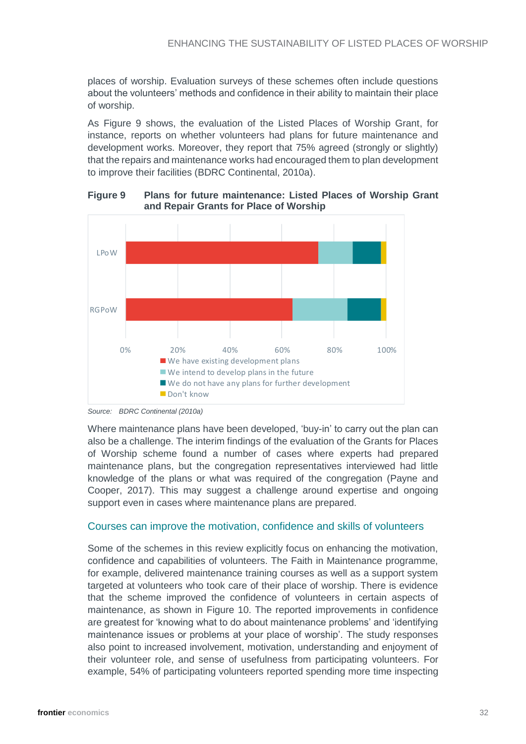places of worship. Evaluation surveys of these schemes often include questions about the volunteers' methods and confidence in their ability to maintain their place of worship.

As Figure 9 shows, the evaluation of the Listed Places of Worship Grant, for instance, reports on whether volunteers had plans for future maintenance and development works. Moreover, they report that 75% agreed (strongly or slightly) that the repairs and maintenance works had encouraged them to plan development to improve their facilities (BDRC Continental, 2010a).

**Figure 9 Plans for future maintenance: Listed Places of Worship Grant and Repair Grants for Place of Worship**

LPoW

RGPoW

0% 20% 40% 60% 80% 100%

We have existing development plans
We intend to develop plans in the future
We do not have any plans for further development
Don't know

*Source: BDRC Continental (2010a)*

Where maintenance plans have been developed, 'buy-in' to carry out the plan can also be a challenge. The interim findings of the evaluation of the Grants for Places of Worship scheme found a number of cases where experts had prepared maintenance plans, but the congregation representatives interviewed had little knowledge of the plans or what was required of the congregation (Payne and Cooper, 2017). This may suggest a challenge around expertise and ongoing support even in cases where maintenance plans are prepared.

## Courses can improve the motivation, confidence and skills of volunteers

Some of the schemes in this review explicitly focus on enhancing the motivation, confidence and capabilities of volunteers. The Faith in Maintenance programme, for example, delivered maintenance training courses as well as a support system targeted at volunteers who took care of their place of worship. There is evidence that the scheme improved the confidence of volunteers in certain aspects of maintenance, as shown in Figure 10. The reported improvements in confidence are greatest for 'knowing what to do about maintenance problems' and 'identifying maintenance issues or problems at your place of worship'. The study responses also point to increased involvement, motivation, understanding and enjoyment of their volunteer role, and sense of usefulness from participating volunteers. For example, 54% of participating volunteers reported spending more time inspecting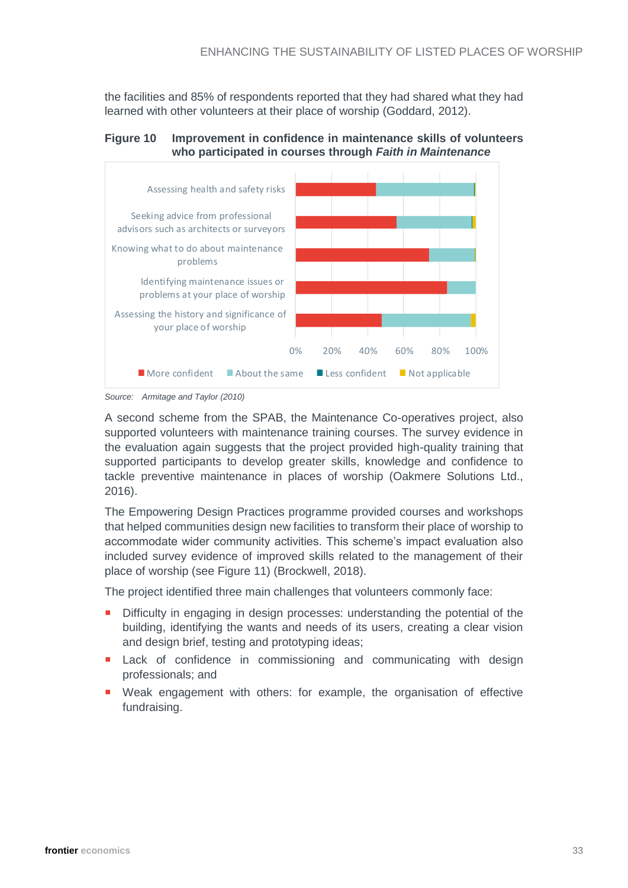the facilities and 85% of respondents reported that they had shared what they had learned with other volunteers at their place of worship (Goddard, 2012).

**Figure 10 Improvement in confidence in maintenance skills of volunteers who participated in courses through *Faith in Maintenance***

Source: *Armitage and Taylor (2010)*

A second scheme from the SPAB, the Maintenance Co-operatives project, also supported volunteers with maintenance training courses. The survey evidence in the evaluation again suggests that the project provided high-quality training that supported participants to develop greater skills, knowledge and confidence to tackle preventive maintenance in places of worship (Oakmere Solutions Ltd., 2016).

The Empowering Design Practices programme provided courses and workshops that helped communities design new facilities to transform their place of worship to accommodate wider community activities. This scheme's impact evaluation also included survey evidence of improved skills related to the management of their place of worship (see Figure 11) (Brockwell, 2018).

The project identified three main challenges that volunteers commonly face:

- Difficulty in engaging in design processes: understanding the potential of the building, identifying the wants and needs of its users, creating a clear vision and design brief, testing and prototyping ideas;
- Lack of confidence in commissioning and communicating with design professionals; and
- Weak engagement with others: for example, the organisation of effective fundraising.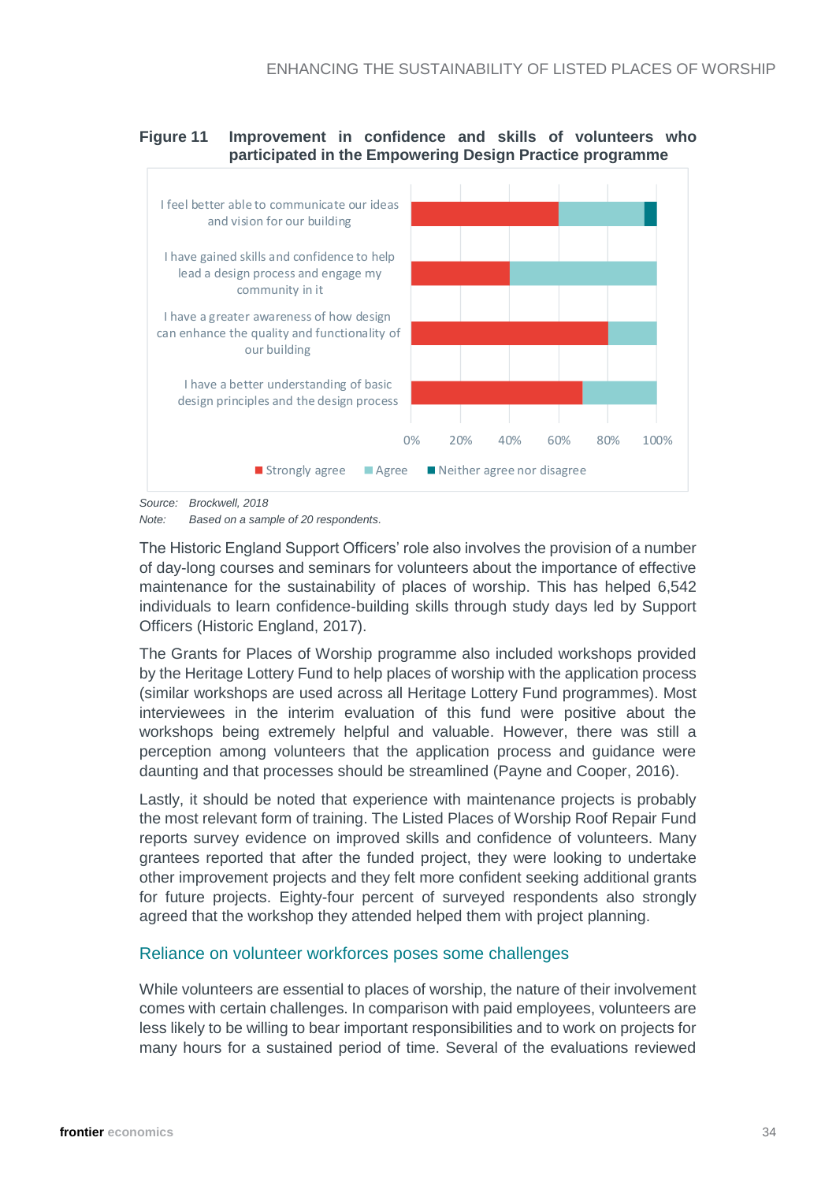**Figure 11 Improvement in confidence and skills of volunteers who participated in the Empowering Design Practice programme**

I feel better able to communicate our ideas and vision for our building

I have gained skills and confidence to help lead a design process and engage my community in it

I have a greater awareness of how design can enhance the quality and functionality of our building

I have a better understanding of basic design principles and the design process

0% 20% 40% 60% 80% 100%

Strongly agree | Agree | Neither agree nor disagree

*Source: Brockwell, 2018*

*Note: Based on a sample of 20 respondents.*

The Historic England Support Officers' role also involves the provision of a number of day-long courses and seminars for volunteers about the importance of effective maintenance for the sustainability of places of worship. This has helped 6,542 individuals to learn confidence-building skills through study days led by Support Officers (Historic England, 2017).

The Grants for Places of Worship programme also included workshops provided by the Heritage Lottery Fund to help places of worship with the application process (similar workshops are used across all Heritage Lottery Fund programmes). Most interviewees in the interim evaluation of this fund were positive about the workshops being extremely helpful and valuable. However, there was still a perception among volunteers that the application process and guidance were daunting and that processes should be streamlined (Payne and Cooper, 2016).

Lastly, it should be noted that experience with maintenance projects is probably the most relevant form of training. The Listed Places of Worship Roof Repair Fund reports survey evidence on improved skills and confidence of volunteers. Many grantees reported that after the funded project, they were looking to undertake other improvement projects and they felt more confident seeking additional grants for future projects. Eighty-four percent of surveyed respondents also strongly agreed that the workshop they attended helped them with project planning.

### Reliance on volunteer workforces poses some challenges

While volunteers are essential to places of worship, the nature of their involvement comes with certain challenges. In comparison with paid employees, volunteers are less likely to be willing to bear important responsibilities and to work on projects for many hours for a sustained period of time. Several of the evaluations reviewed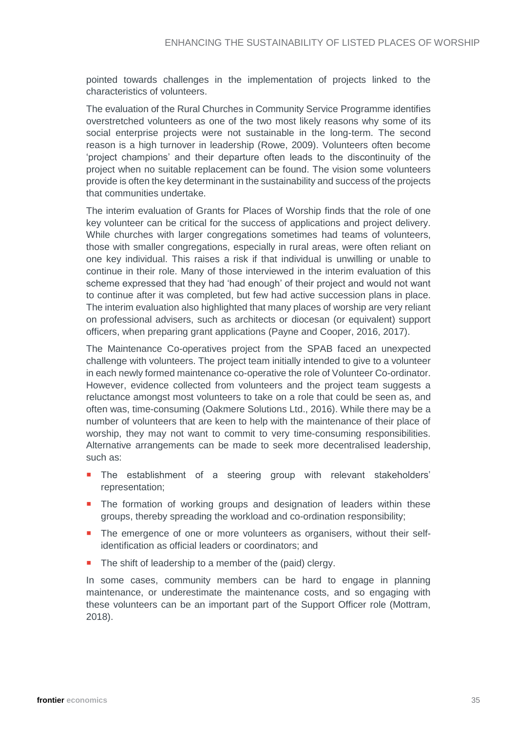pointed towards challenges in the implementation of projects linked to the characteristics of volunteers.

The evaluation of the Rural Churches in Community Service Programme identifies overstretched volunteers as one of the two most likely reasons why some of its social enterprise projects were not sustainable in the long-term. The second reason is a high turnover in leadership (Rowe, 2009). Volunteers often become 'project champions' and their departure often leads to the discontinuity of the project when no suitable replacement can be found. The vision some volunteers provide is often the key determinant in the sustainability and success of the projects that communities undertake.

The interim evaluation of Grants for Places of Worship finds that the role of one key volunteer can be critical for the success of applications and project delivery. While churches with larger congregations sometimes had teams of volunteers, those with smaller congregations, especially in rural areas, were often reliant on one key individual. This raises a risk if that individual is unwilling or unable to continue in their role. Many of those interviewed in the interim evaluation of this scheme expressed that they had 'had enough' of their project and would not want to continue after it was completed, but few had active succession plans in place. The interim evaluation also highlighted that many places of worship are very reliant on professional advisers, such as architects or diocesan (or equivalent) support officers, when preparing grant applications (Payne and Cooper, 2016, 2017).

The Maintenance Co-operatives project from the SPAB faced an unexpected challenge with volunteers. The project team initially intended to give to a volunteer in each newly formed maintenance co-operative the role of Volunteer Co-ordinator. However, evidence collected from volunteers and the project team suggests a reluctance amongst most volunteers to take on a role that could be seen as, and often was, time-consuming (Oakmere Solutions Ltd., 2016). While there may be a number of volunteers that are keen to help with the maintenance of their place of worship, they may not want to commit to very time-consuming responsibilities. Alternative arrangements can be made to seek more decentralised leadership, such as:

- The establishment of a steering group with relevant stakeholders' representation;
- The formation of working groups and designation of leaders within these groups, thereby spreading the workload and co-ordination responsibility;
- The emergence of one or more volunteers as organisers, without their self-identification as official leaders or coordinators; and
- The shift of leadership to a member of the (paid) clergy.

In some cases, community members can be hard to engage in planning maintenance, or underestimate the maintenance costs, and so engaging with these volunteers can be an important part of the Support Officer role (Mottram, 2018).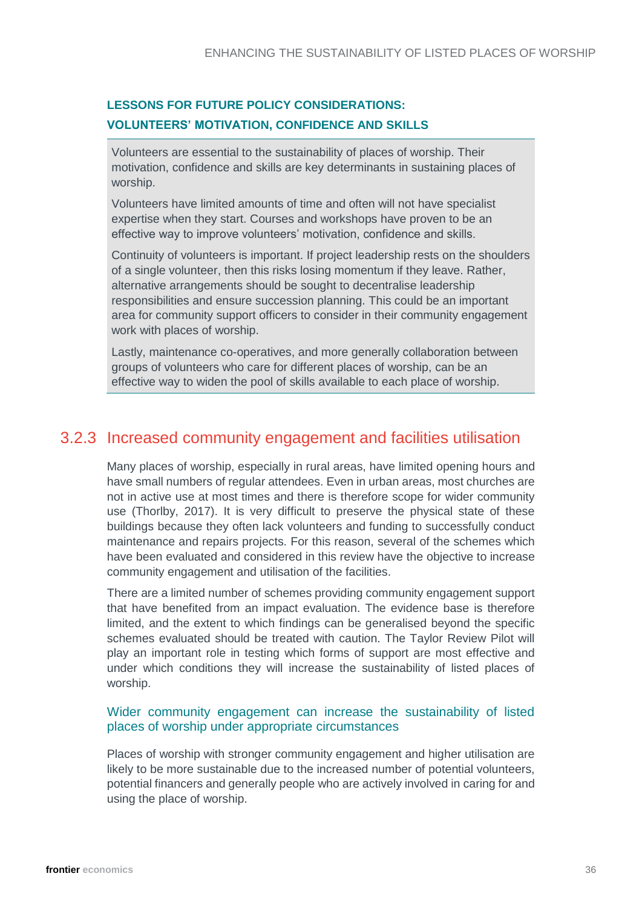**LESSONS FOR FUTURE POLICY CONSIDERATIONS:**

**VOLUNTEERS' MOTIVATION, CONFIDENCE AND SKILLS**

> Volunteers are essential to the sustainability of places of worship. Their motivation, confidence and skills are key determinants in sustaining places of worship.
>
> Volunteers have limited amounts of time and often will not have specialist expertise when they start. Courses and workshops have proven to be an effective way to improve volunteers' motivation, confidence and skills.
>
> Continuity of volunteers is important. If project leadership rests on the shoulders of a single volunteer, then this risks losing momentum if they leave. Rather, alternative arrangements should be sought to decentralise leadership responsibilities and ensure succession planning. This could be an important area for community support officers to consider in their community engagement work with places of worship.
>
> Lastly, maintenance co-operatives, and more generally collaboration between groups of volunteers who care for different places of worship, can be an effective way to widen the pool of skills available to each place of worship.

### 3.2.3 Increased community engagement and facilities utilisation

Many places of worship, especially in rural areas, have limited opening hours and have small numbers of regular attendees. Even in urban areas, most churches are not in active use at most times and there is therefore scope for wider community use (Thorlby, 2017). It is very difficult to preserve the physical state of these buildings because they often lack volunteers and funding to successfully conduct maintenance and repairs projects. For this reason, several of the schemes which have been evaluated and considered in this review have the objective to increase community engagement and utilisation of the facilities.

There are a limited number of schemes providing community engagement support that have benefited from an impact evaluation. The evidence base is therefore limited, and the extent to which findings can be generalised beyond the specific schemes evaluated should be treated with caution. The Taylor Review Pilot will play an important role in testing which forms of support are most effective and under which conditions they will increase the sustainability of listed places of worship.

#### Wider community engagement can increase the sustainability of listed places of worship under appropriate circumstances

Places of worship with stronger community engagement and higher utilisation are likely to be more sustainable due to the increased number of potential volunteers, potential financers and generally people who are actively involved in caring for and using the place of worship.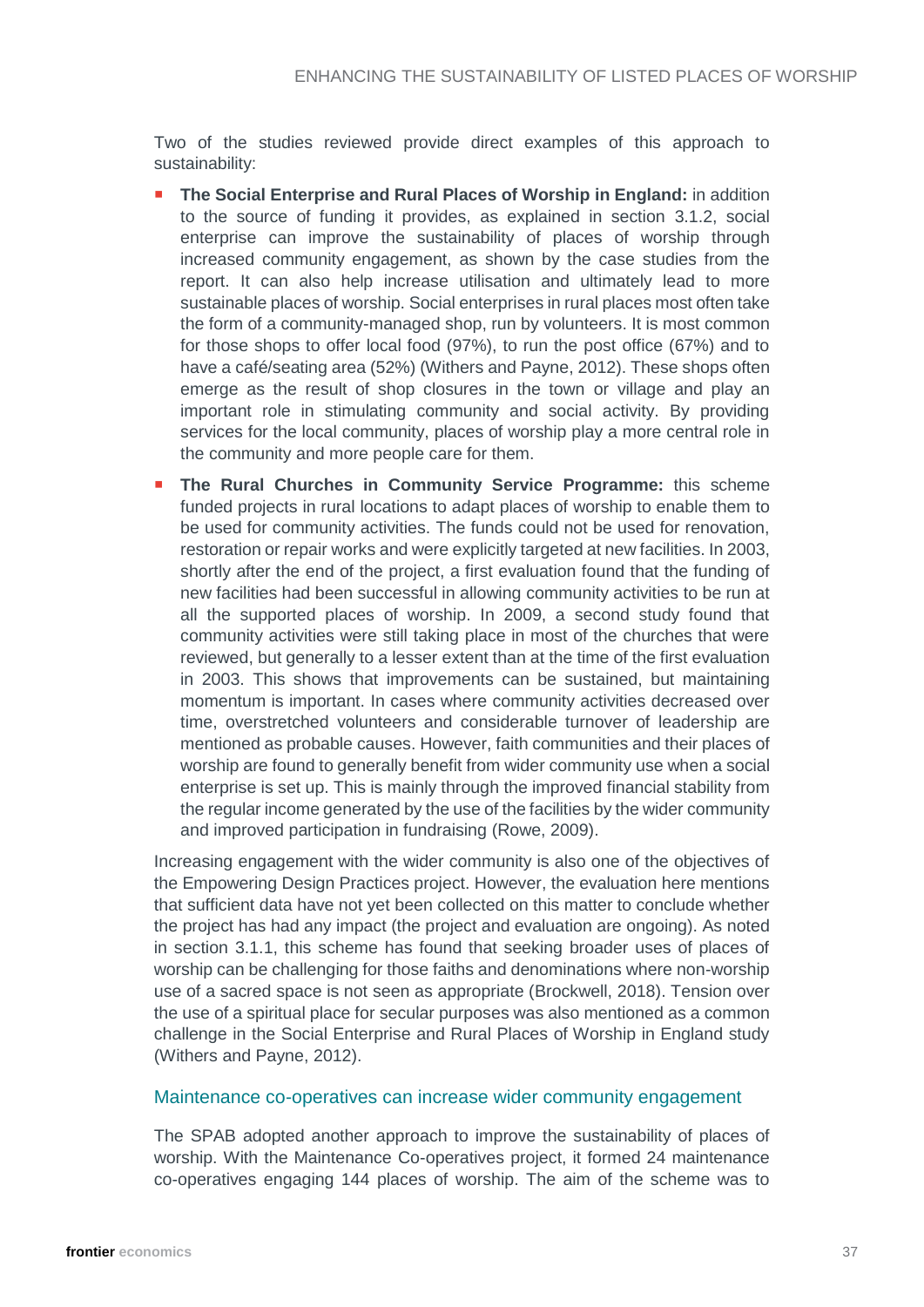Two of the studies reviewed provide direct examples of this approach to sustainability:

- **The Social Enterprise and Rural Places of Worship in England:** in addition to the source of funding it provides, as explained in section 3.1.2, social enterprise can improve the sustainability of places of worship through increased community engagement, as shown by the case studies from the report. It can also help increase utilisation and ultimately lead to more sustainable places of worship. Social enterprises in rural places most often take the form of a community-managed shop, run by volunteers. It is most common for those shops to offer local food (97%), to run the post office (67%) and to have a café/seating area (52%) (Withers and Payne, 2012). These shops often emerge as the result of shop closures in the town or village and play an important role in stimulating community and social activity. By providing services for the local community, places of worship play a more central role in the community and more people care for them.
- **The Rural Churches in Community Service Programme:** this scheme funded projects in rural locations to adapt places of worship to enable them to be used for community activities. The funds could not be used for renovation, restoration or repair works and were explicitly targeted at new facilities. In 2003, shortly after the end of the project, a first evaluation found that the funding of new facilities had been successful in allowing community activities to be run at all the supported places of worship. In 2009, a second study found that community activities were still taking place in most of the churches that were reviewed, but generally to a lesser extent than at the time of the first evaluation in 2003. This shows that improvements can be sustained, but maintaining momentum is important. In cases where community activities decreased over time, overstretched volunteers and considerable turnover of leadership are mentioned as probable causes. However, faith communities and their places of worship are found to generally benefit from wider community use when a social enterprise is set up. This is mainly through the improved financial stability from the regular income generated by the use of the facilities by the wider community and improved participation in fundraising (Rowe, 2009).

Increasing engagement with the wider community is also one of the objectives of the Empowering Design Practices project. However, the evaluation here mentions that sufficient data have not yet been collected on this matter to conclude whether the project has had any impact (the project and evaluation are ongoing). As noted in section 3.1.1, this scheme has found that seeking broader uses of places of worship can be challenging for those faiths and denominations where non-worship use of a sacred space is not seen as appropriate (Brockwell, 2018). Tension over the use of a spiritual place for secular purposes was also mentioned as a common challenge in the Social Enterprise and Rural Places of Worship in England study (Withers and Payne, 2012).

### Maintenance co-operatives can increase wider community engagement

The SPAB adopted another approach to improve the sustainability of places of worship. With the Maintenance Co-operatives project, it formed 24 maintenance co-operatives engaging 144 places of worship. The aim of the scheme was to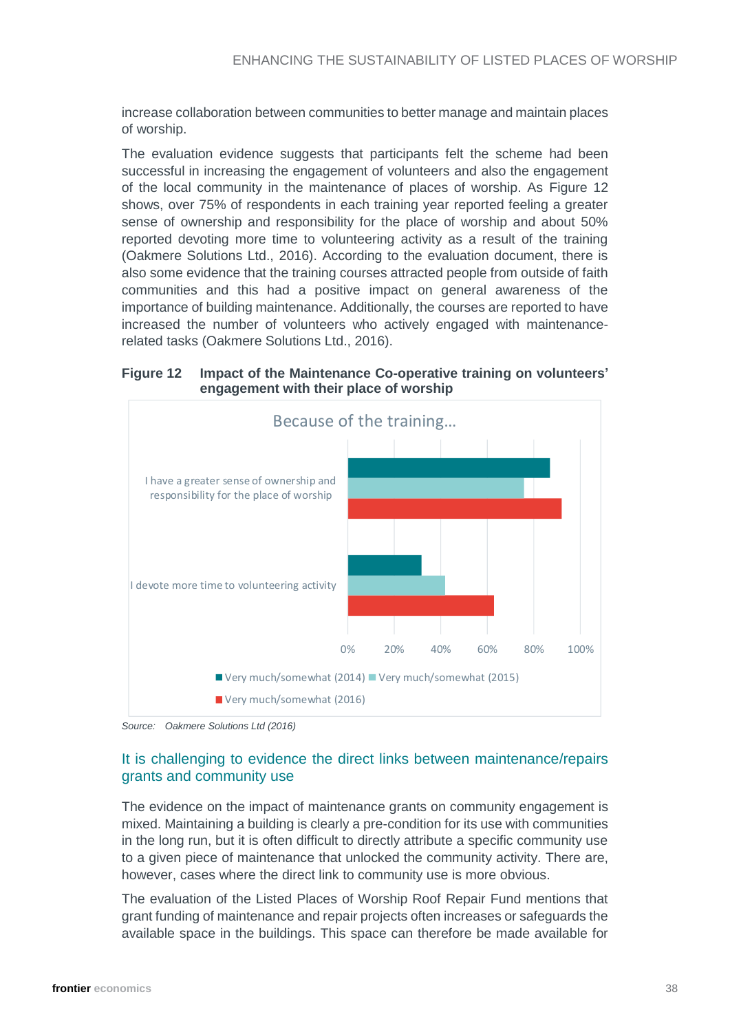increase collaboration between communities to better manage and maintain places of worship.

The evaluation evidence suggests that participants felt the scheme had been successful in increasing the engagement of volunteers and also the engagement of the local community in the maintenance of places of worship. As Figure 12 shows, over 75% of respondents in each training year reported feeling a greater sense of ownership and responsibility for the place of worship and about 50% reported devoting more time to volunteering activity as a result of the training (Oakmere Solutions Ltd., 2016). According to the evaluation document, there is also some evidence that the training courses attracted people from outside of faith communities and this had a positive impact on general awareness of the importance of building maintenance. Additionally, the courses are reported to have increased the number of volunteers who actively engaged with maintenance-related tasks (Oakmere Solutions Ltd., 2016).

**Figure 12 Impact of the Maintenance Co-operative training on volunteers' engagement with their place of worship**

Because of the training...

| | Very much/somewhat (2014) | Very much/somewhat (2015) | Very much/somewhat (2016) |
|---|---|---|---|
| I have a greater sense of ownership and responsibility for the place of worship | ~87% | ~76% | ~92% |
| I devote more time to volunteering activity | ~32% | ~42% | ~63% |

*Source: Oakmere Solutions Ltd (2016)*

## It is challenging to evidence the direct links between maintenance/repairs grants and community use

The evidence on the impact of maintenance grants on community engagement is mixed. Maintaining a building is clearly a pre-condition for its use with communities in the long run, but it is often difficult to directly attribute a specific community use to a given piece of maintenance that unlocked the community activity. There are, however, cases where the direct link to community use is more obvious.

The evaluation of the Listed Places of Worship Roof Repair Fund mentions that grant funding of maintenance and repair projects often increases or safeguards the available space in the buildings. This space can therefore be made available for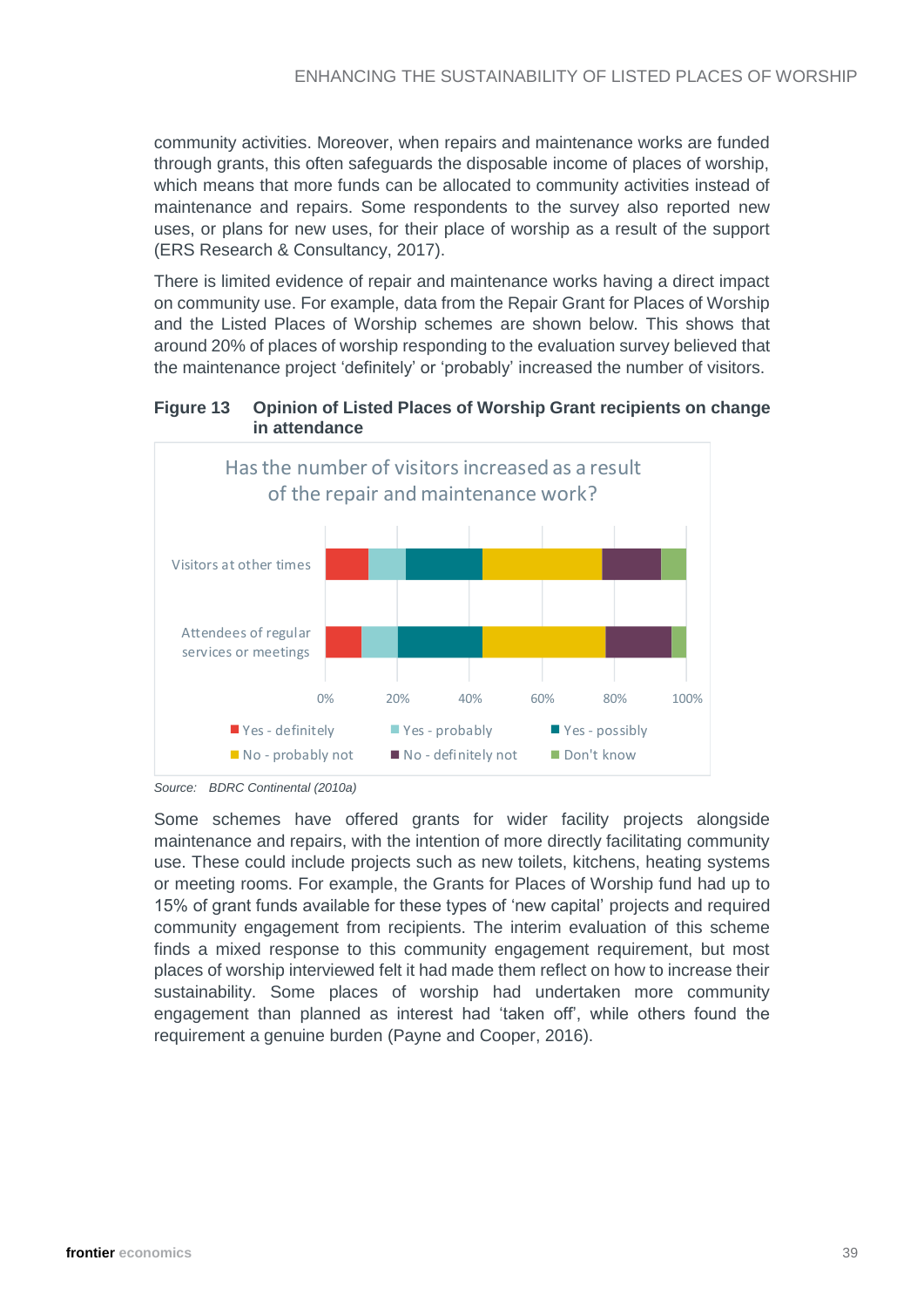community activities. Moreover, when repairs and maintenance works are funded through grants, this often safeguards the disposable income of places of worship, which means that more funds can be allocated to community activities instead of maintenance and repairs. Some respondents to the survey also reported new uses, or plans for new uses, for their place of worship as a result of the support (ERS Research & Consultancy, 2017).

There is limited evidence of repair and maintenance works having a direct impact on community use. For example, data from the Repair Grant for Places of Worship and the Listed Places of Worship schemes are shown below. This shows that around 20% of places of worship responding to the evaluation survey believed that the maintenance project 'definitely' or 'probably' increased the number of visitors.

**Figure 13 Opinion of Listed Places of Worship Grant recipients on change in attendance**

Has the number of visitors increased as a result of the repair and maintenance work?

Visitors at other times

Attendees of regular services or meetings

0% 20% 40% 60% 80% 100%

Yes - definitely | Yes - probably | Yes - possibly | No - probably not | No - definitely not | Don't know

*Source: BDRC Continental (2010a)*

Some schemes have offered grants for wider facility projects alongside maintenance and repairs, with the intention of more directly facilitating community use. These could include projects such as new toilets, kitchens, heating systems or meeting rooms. For example, the Grants for Places of Worship fund had up to 15% of grant funds available for these types of 'new capital' projects and required community engagement from recipients. The interim evaluation of this scheme finds a mixed response to this community engagement requirement, but most places of worship interviewed felt it had made them reflect on how to increase their sustainability. Some places of worship had undertaken more community engagement than planned as interest had 'taken off', while others found the requirement a genuine burden (Payne and Cooper, 2016).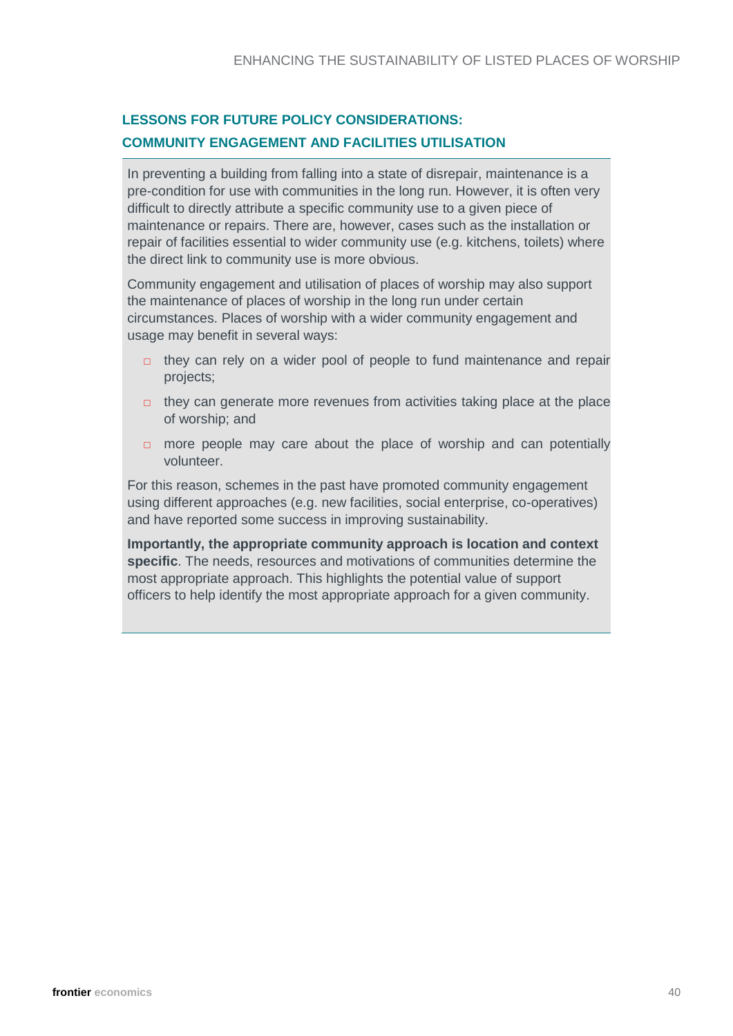### LESSONS FOR FUTURE POLICY CONSIDERATIONS: COMMUNITY ENGAGEMENT AND FACILITIES UTILISATION

In preventing a building from falling into a state of disrepair, maintenance is a pre-condition for use with communities in the long run. However, it is often very difficult to directly attribute a specific community use to a given piece of maintenance or repairs. There are, however, cases such as the installation or repair of facilities essential to wider community use (e.g. kitchens, toilets) where the direct link to community use is more obvious.

Community engagement and utilisation of places of worship may also support the maintenance of places of worship in the long run under certain circumstances. Places of worship with a wider community engagement and usage may benefit in several ways:

- they can rely on a wider pool of people to fund maintenance and repair projects;
- they can generate more revenues from activities taking place at the place of worship; and
- more people may care about the place of worship and can potentially volunteer.

For this reason, schemes in the past have promoted community engagement using different approaches (e.g. new facilities, social enterprise, co-operatives) and have reported some success in improving sustainability.

**Importantly, the appropriate community approach is location and context specific**. The needs, resources and motivations of communities determine the most appropriate approach. This highlights the potential value of support officers to help identify the most appropriate approach for a given community.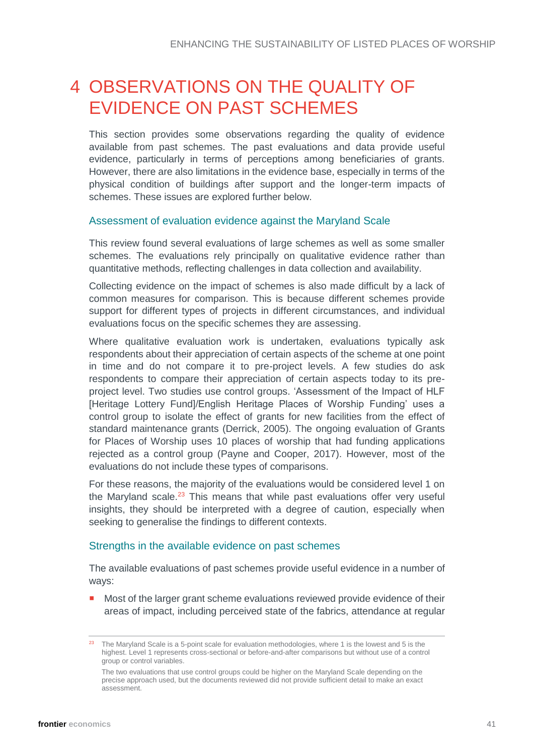# 4 OBSERVATIONS ON THE QUALITY OF EVIDENCE ON PAST SCHEMES

This section provides some observations regarding the quality of evidence available from past schemes. The past evaluations and data provide useful evidence, particularly in terms of perceptions among beneficiaries of grants. However, there are also limitations in the evidence base, especially in terms of the physical condition of buildings after support and the longer-term impacts of schemes. These issues are explored further below.

### Assessment of evaluation evidence against the Maryland Scale

This review found several evaluations of large schemes as well as some smaller schemes. The evaluations rely principally on qualitative evidence rather than quantitative methods, reflecting challenges in data collection and availability.

Collecting evidence on the impact of schemes is also made difficult by a lack of common measures for comparison. This is because different schemes provide support for different types of projects in different circumstances, and individual evaluations focus on the specific schemes they are assessing.

Where qualitative evaluation work is undertaken, evaluations typically ask respondents about their appreciation of certain aspects of the scheme at one point in time and do not compare it to pre-project levels. A few studies do ask respondents to compare their appreciation of certain aspects today to its pre-project level. Two studies use control groups. 'Assessment of the Impact of HLF [Heritage Lottery Fund]/English Heritage Places of Worship Funding' uses a control group to isolate the effect of grants for new facilities from the effect of standard maintenance grants (Derrick, 2005). The ongoing evaluation of Grants for Places of Worship uses 10 places of worship that had funding applications rejected as a control group (Payne and Cooper, 2017). However, most of the evaluations do not include these types of comparisons.

For these reasons, the majority of the evaluations would be considered level 1 on the Maryland scale.[23] This means that while past evaluations offer very useful insights, they should be interpreted with a degree of caution, especially when seeking to generalise the findings to different contexts.

### Strengths in the available evidence on past schemes

The available evaluations of past schemes provide useful evidence in a number of ways:

- Most of the larger grant scheme evaluations reviewed provide evidence of their areas of impact, including perceived state of the fabrics, attendance at regular

---

[23] The Maryland Scale is a 5-point scale for evaluation methodologies, where 1 is the lowest and 5 is the highest. Level 1 represents cross-sectional or before-and-after comparisons but without use of a control group or control variables.

The two evaluations that use control groups could be higher on the Maryland Scale depending on the precise approach used, but the documents reviewed did not provide sufficient detail to make an exact assessment.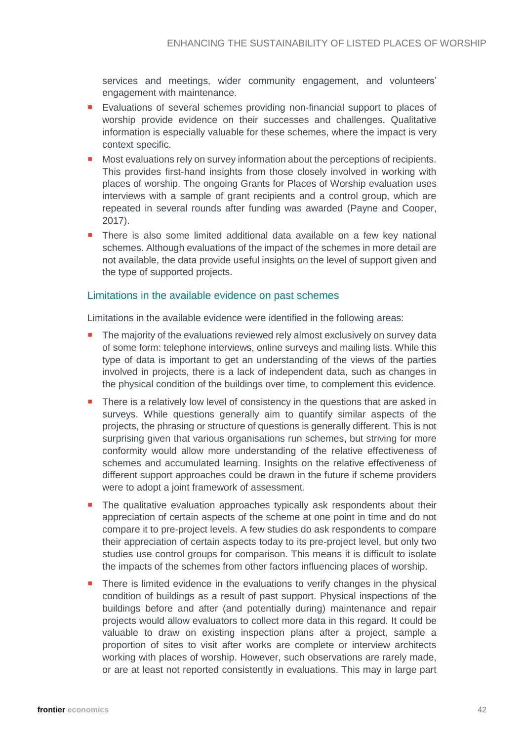services and meetings, wider community engagement, and volunteers' engagement with maintenance.

- Evaluations of several schemes providing non-financial support to places of worship provide evidence on their successes and challenges. Qualitative information is especially valuable for these schemes, where the impact is very context specific.
- Most evaluations rely on survey information about the perceptions of recipients. This provides first-hand insights from those closely involved in working with places of worship. The ongoing Grants for Places of Worship evaluation uses interviews with a sample of grant recipients and a control group, which are repeated in several rounds after funding was awarded (Payne and Cooper, 2017).
- There is also some limited additional data available on a few key national schemes. Although evaluations of the impact of the schemes in more detail are not available, the data provide useful insights on the level of support given and the type of supported projects.

### Limitations in the available evidence on past schemes

Limitations in the available evidence were identified in the following areas:

- The majority of the evaluations reviewed rely almost exclusively on survey data of some form: telephone interviews, online surveys and mailing lists. While this type of data is important to get an understanding of the views of the parties involved in projects, there is a lack of independent data, such as changes in the physical condition of the buildings over time, to complement this evidence.
- There is a relatively low level of consistency in the questions that are asked in surveys. While questions generally aim to quantify similar aspects of the projects, the phrasing or structure of questions is generally different. This is not surprising given that various organisations run schemes, but striving for more conformity would allow more understanding of the relative effectiveness of schemes and accumulated learning. Insights on the relative effectiveness of different support approaches could be drawn in the future if scheme providers were to adopt a joint framework of assessment.
- The qualitative evaluation approaches typically ask respondents about their appreciation of certain aspects of the scheme at one point in time and do not compare it to pre-project levels. A few studies do ask respondents to compare their appreciation of certain aspects today to its pre-project level, but only two studies use control groups for comparison. This means it is difficult to isolate the impacts of the schemes from other factors influencing places of worship.
- There is limited evidence in the evaluations to verify changes in the physical condition of buildings as a result of past support. Physical inspections of the buildings before and after (and potentially during) maintenance and repair projects would allow evaluators to collect more data in this regard. It could be valuable to draw on existing inspection plans after a project, sample a proportion of sites to visit after works are complete or interview architects working with places of worship. However, such observations are rarely made, or are at least not reported consistently in evaluations. This may in large part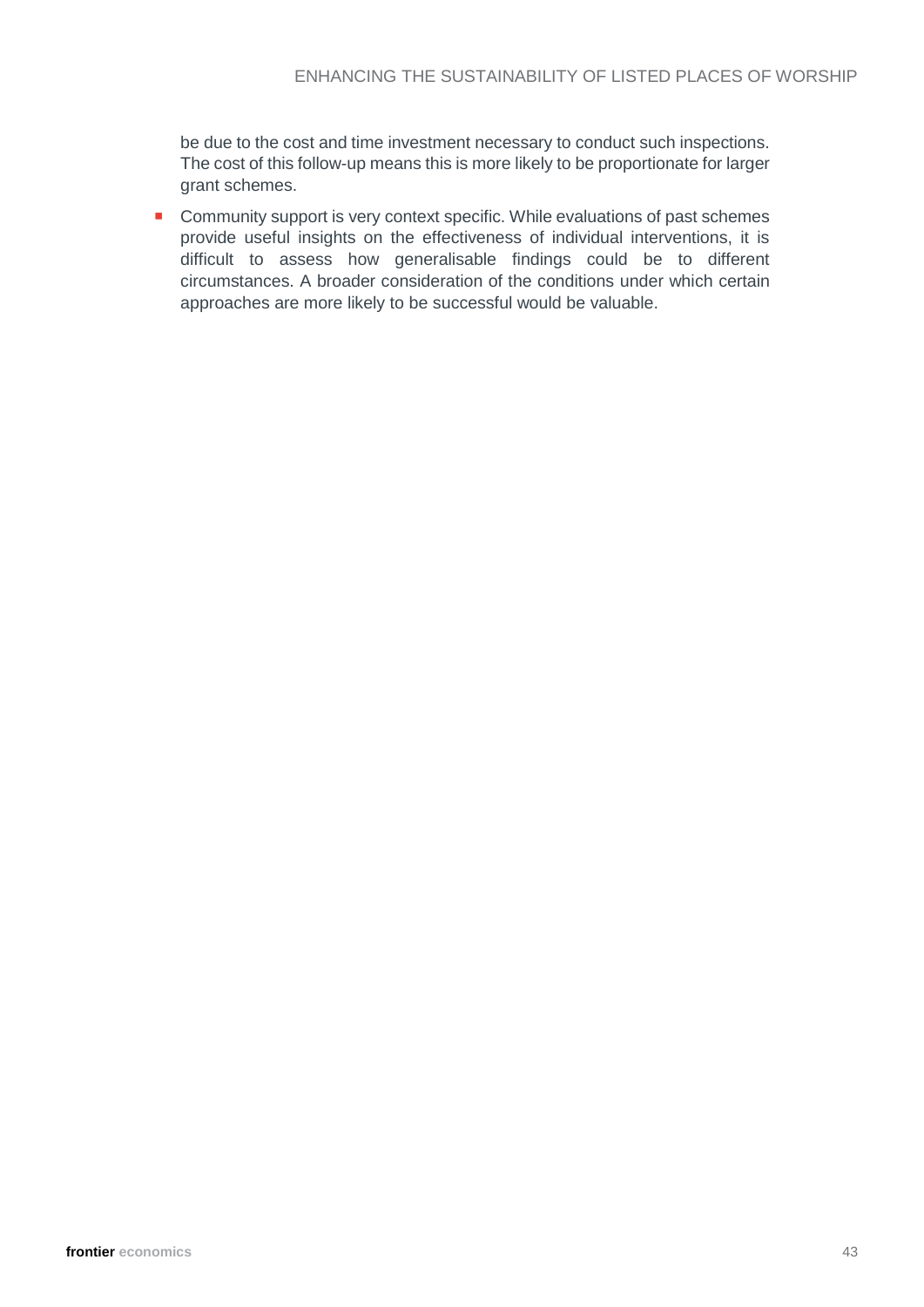be due to the cost and time investment necessary to conduct such inspections. The cost of this follow-up means this is more likely to be proportionate for larger grant schemes.

- Community support is very context specific. While evaluations of past schemes provide useful insights on the effectiveness of individual interventions, it is difficult to assess how generalisable findings could be to different circumstances. A broader consideration of the conditions under which certain approaches are more likely to be successful would be valuable.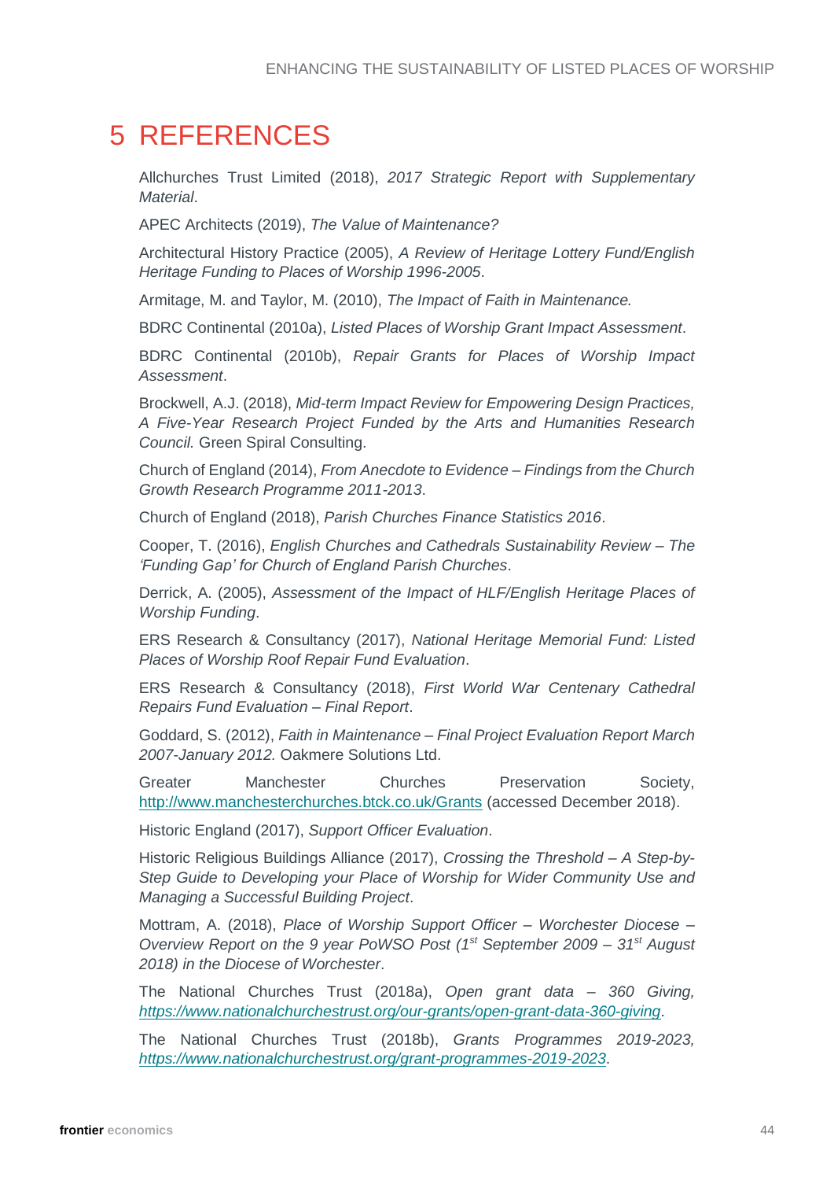# 5 REFERENCES

Allchurches Trust Limited (2018), *2017 Strategic Report with Supplementary Material*.

APEC Architects (2019), *The Value of Maintenance?*

Architectural History Practice (2005), *A Review of Heritage Lottery Fund/English Heritage Funding to Places of Worship 1996-2005*.

Armitage, M. and Taylor, M. (2010), *The Impact of Faith in Maintenance.*

BDRC Continental (2010a), *Listed Places of Worship Grant Impact Assessment*.

BDRC Continental (2010b), *Repair Grants for Places of Worship Impact Assessment*.

Brockwell, A.J. (2018), *Mid-term Impact Review for Empowering Design Practices, A Five-Year Research Project Funded by the Arts and Humanities Research Council.* Green Spiral Consulting.

Church of England (2014), *From Anecdote to Evidence – Findings from the Church Growth Research Programme 2011-2013*.

Church of England (2018), *Parish Churches Finance Statistics 2016*.

Cooper, T. (2016), *English Churches and Cathedrals Sustainability Review – The 'Funding Gap' for Church of England Parish Churches*.

Derrick, A. (2005), *Assessment of the Impact of HLF/English Heritage Places of Worship Funding*.

ERS Research & Consultancy (2017), *National Heritage Memorial Fund: Listed Places of Worship Roof Repair Fund Evaluation*.

ERS Research & Consultancy (2018), *First World War Centenary Cathedral Repairs Fund Evaluation – Final Report*.

Goddard, S. (2012), *Faith in Maintenance – Final Project Evaluation Report March 2007-January 2012.* Oakmere Solutions Ltd.

Greater Manchester Churches Preservation Society, http://www.manchesterchurches.btck.co.uk/Grants (accessed December 2018).

Historic England (2017), *Support Officer Evaluation*.

Historic Religious Buildings Alliance (2017), *Crossing the Threshold – A Step-by-Step Guide to Developing your Place of Worship for Wider Community Use and Managing a Successful Building Project*.

Mottram, A. (2018), *Place of Worship Support Officer – Worchester Diocese – Overview Report on the 9 year PoWSO Post (1st September 2009 – 31st August 2018) in the Diocese of Worchester*.

The National Churches Trust (2018a), *Open grant data – 360 Giving, https://www.nationalchurchestrust.org/our-grants/open-grant-data-360-giving*.

The National Churches Trust (2018b), *Grants Programmes 2019-2023, https://www.nationalchurchestrust.org/grant-programmes-2019-2023*.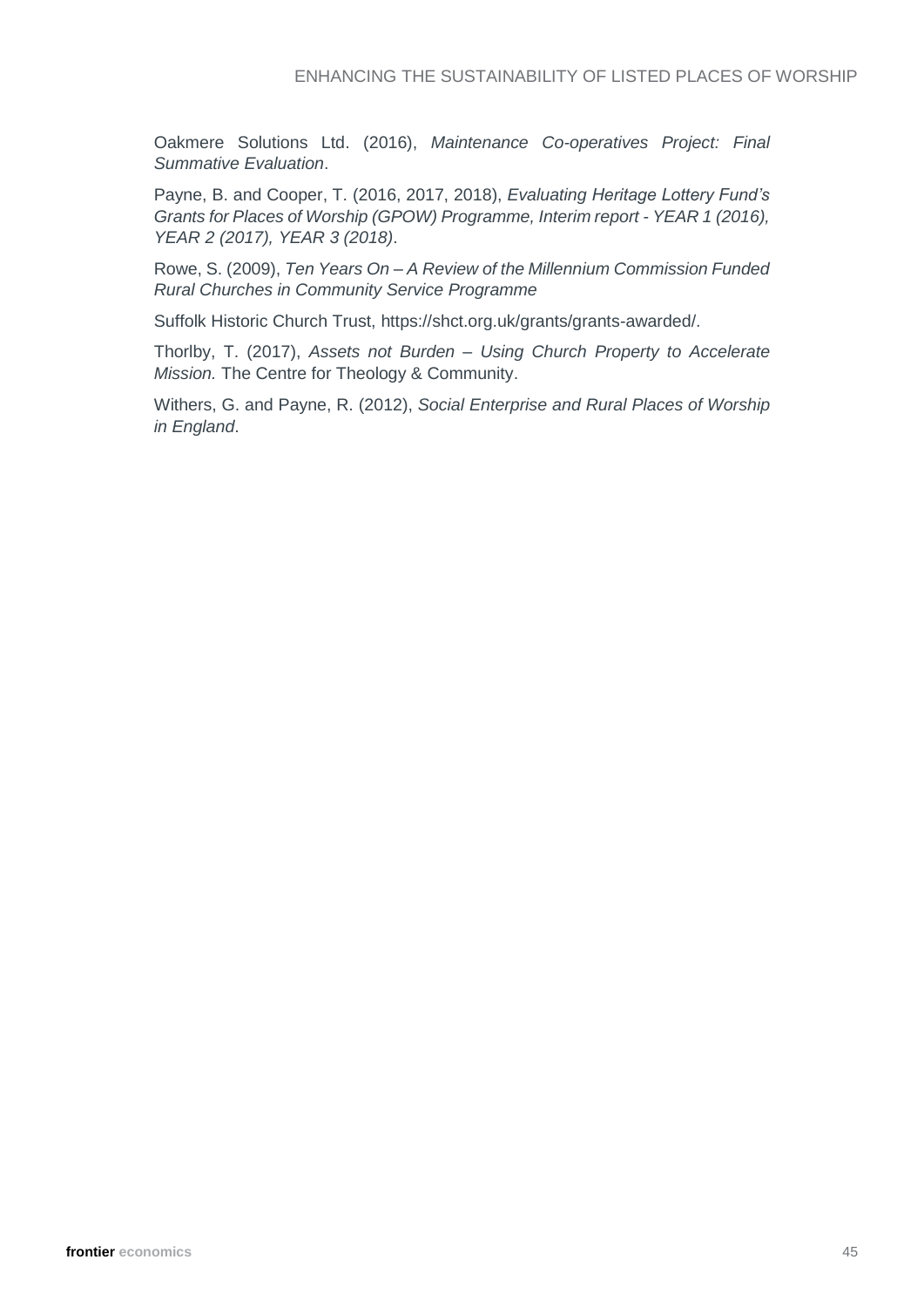Oakmere Solutions Ltd. (2016), *Maintenance Co-operatives Project: Final Summative Evaluation*.

Payne, B. and Cooper, T. (2016, 2017, 2018), *Evaluating Heritage Lottery Fund's Grants for Places of Worship (GPOW) Programme, Interim report - YEAR 1 (2016), YEAR 2 (2017), YEAR 3 (2018)*.

Rowe, S. (2009), *Ten Years On – A Review of the Millennium Commission Funded Rural Churches in Community Service Programme*

Suffolk Historic Church Trust, https://shct.org.uk/grants/grants-awarded/.

Thorlby, T. (2017), *Assets not Burden – Using Church Property to Accelerate Mission.* The Centre for Theology & Community.

Withers, G. and Payne, R. (2012), *Social Enterprise and Rural Places of Worship in England*.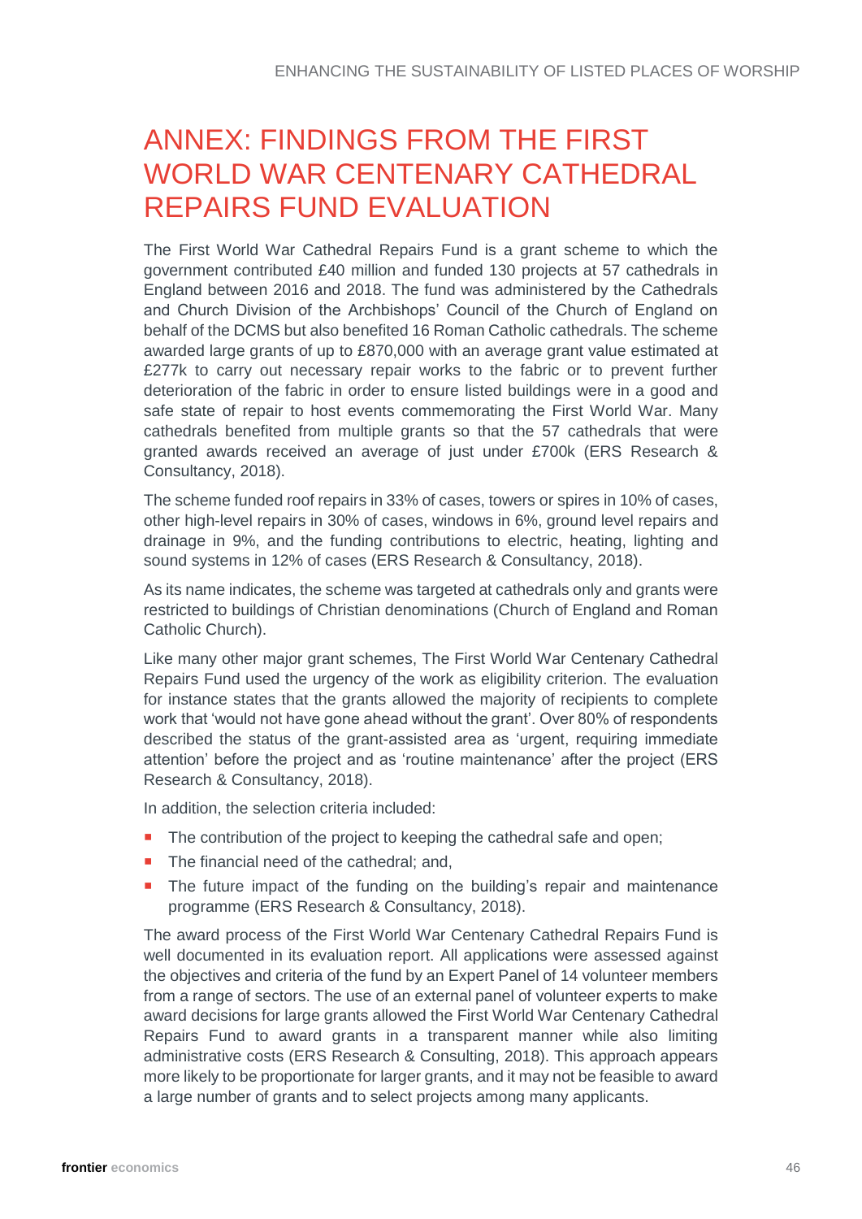# ANNEX: FINDINGS FROM THE FIRST WORLD WAR CENTENARY CATHEDRAL REPAIRS FUND EVALUATION

The First World War Cathedral Repairs Fund is a grant scheme to which the government contributed £40 million and funded 130 projects at 57 cathedrals in England between 2016 and 2018. The fund was administered by the Cathedrals and Church Division of the Archbishops' Council of the Church of England on behalf of the DCMS but also benefited 16 Roman Catholic cathedrals. The scheme awarded large grants of up to £870,000 with an average grant value estimated at £277k to carry out necessary repair works to the fabric or to prevent further deterioration of the fabric in order to ensure listed buildings were in a good and safe state of repair to host events commemorating the First World War. Many cathedrals benefited from multiple grants so that the 57 cathedrals that were granted awards received an average of just under £700k (ERS Research & Consultancy, 2018).

The scheme funded roof repairs in 33% of cases, towers or spires in 10% of cases, other high-level repairs in 30% of cases, windows in 6%, ground level repairs and drainage in 9%, and the funding contributions to electric, heating, lighting and sound systems in 12% of cases (ERS Research & Consultancy, 2018).

As its name indicates, the scheme was targeted at cathedrals only and grants were restricted to buildings of Christian denominations (Church of England and Roman Catholic Church).

Like many other major grant schemes, The First World War Centenary Cathedral Repairs Fund used the urgency of the work as eligibility criterion. The evaluation for instance states that the grants allowed the majority of recipients to complete work that 'would not have gone ahead without the grant'. Over 80% of respondents described the status of the grant-assisted area as 'urgent, requiring immediate attention' before the project and as 'routine maintenance' after the project (ERS Research & Consultancy, 2018).

In addition, the selection criteria included:

- The contribution of the project to keeping the cathedral safe and open;
- The financial need of the cathedral; and,
- The future impact of the funding on the building's repair and maintenance programme (ERS Research & Consultancy, 2018).

The award process of the First World War Centenary Cathedral Repairs Fund is well documented in its evaluation report. All applications were assessed against the objectives and criteria of the fund by an Expert Panel of 14 volunteer members from a range of sectors. The use of an external panel of volunteer experts to make award decisions for large grants allowed the First World War Centenary Cathedral Repairs Fund to award grants in a transparent manner while also limiting administrative costs (ERS Research & Consulting, 2018). This approach appears more likely to be proportionate for larger grants, and it may not be feasible to award a large number of grants and to select projects among many applicants.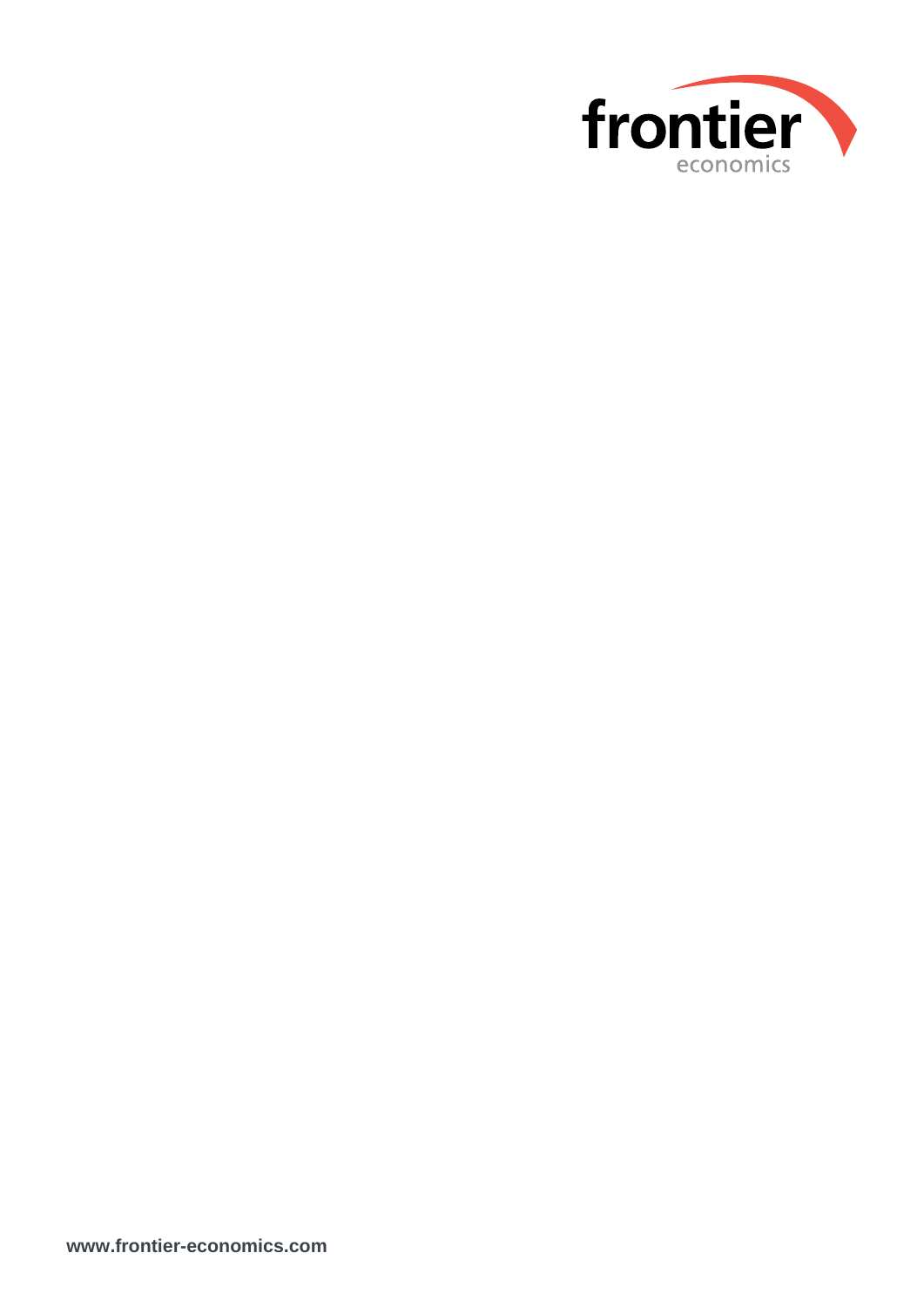frontier economics

www.frontier-economics.com